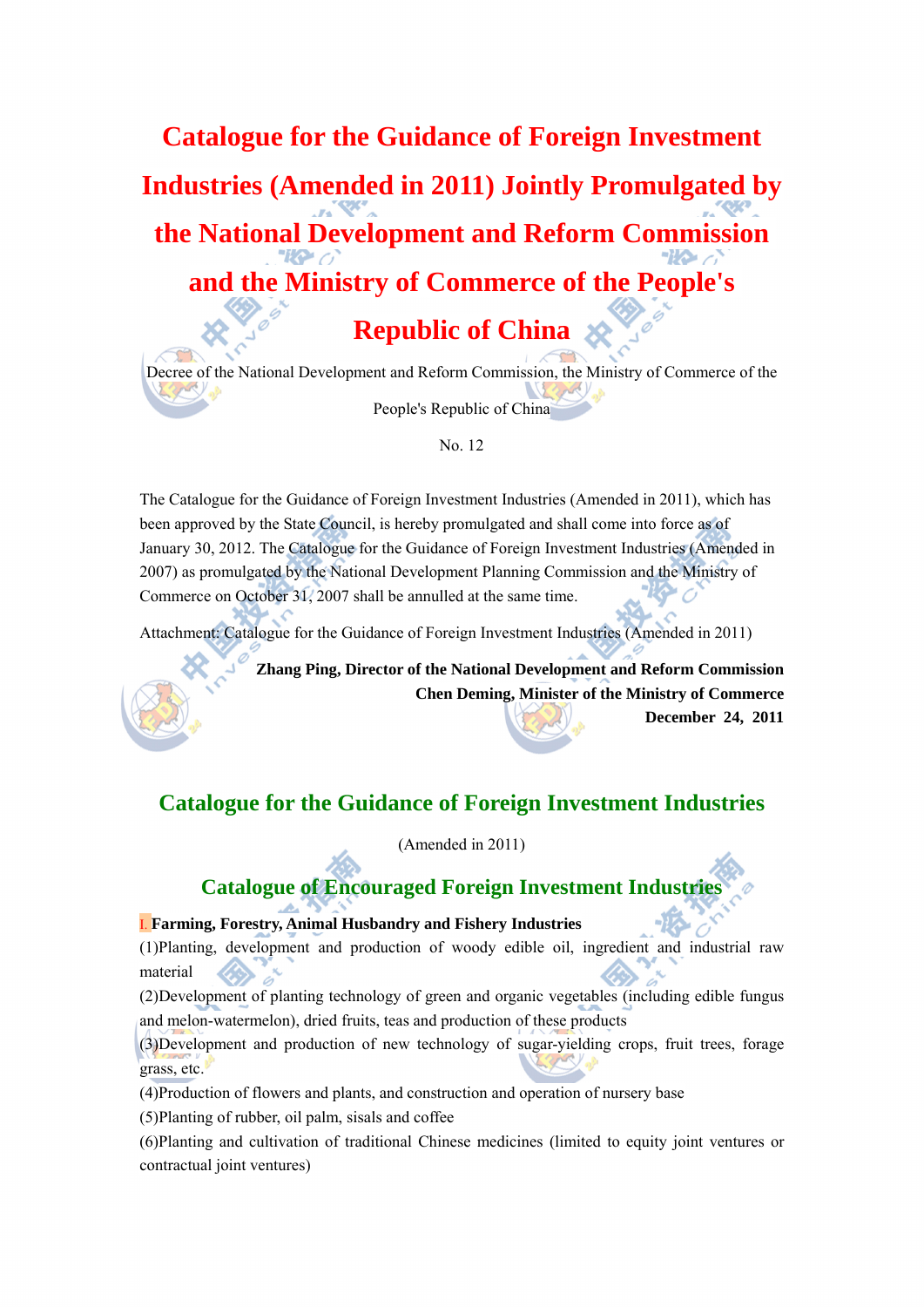# Catalogue for the Guidance of Foreign Investment Industries (Amended in 2011) Jointly Promulgated by the National Development and Reform Commission and the Ministry of Commerce of the People's Republic of China

Decree of the National Development and Reform Commission, the Ministry of Commerce of the People's Republic of China

No. 12

The Catalogue for the Guidance of Foreign Investment Industries (Amended in 2011), which has been approved by the State Council, is hereby promulgated and shall come into force as of January 30, 2012. The Catalogue for the Guidance of Foreign Investment Industries (Amended in 2007) as promulgated by the National Development Planning Commission and the Ministry of Commerce on October 31, 2007 shall be annulled at the same time.

Attachment: Catalogue for the Guidance of Foreign Investment Industries (Amended in 2011)

**Zhang Ping, Director of the National Development and Reform Commission**
**Chen Deming, Minister of the Ministry of Commerce**
**December 24, 2011**

## Catalogue for the Guidance of Foreign Investment Industries

(Amended in 2011)

## Catalogue of Encouraged Foreign Investment Industries

**I. Farming, Forestry, Animal Husbandry and Fishery Industries**

(1)Planting, development and production of woody edible oil, ingredient and industrial raw material

(2)Development of planting technology of green and organic vegetables (including edible fungus and melon-watermelon), dried fruits, teas and production of these products

(3)Development and production of new technology of sugar-yielding crops, fruit trees, forage grass, etc.

(4)Production of flowers and plants, and construction and operation of nursery base

(5)Planting of rubber, oil palm, sisals and coffee

(6)Planting and cultivation of traditional Chinese medicines (limited to equity joint ventures or contractual joint ventures)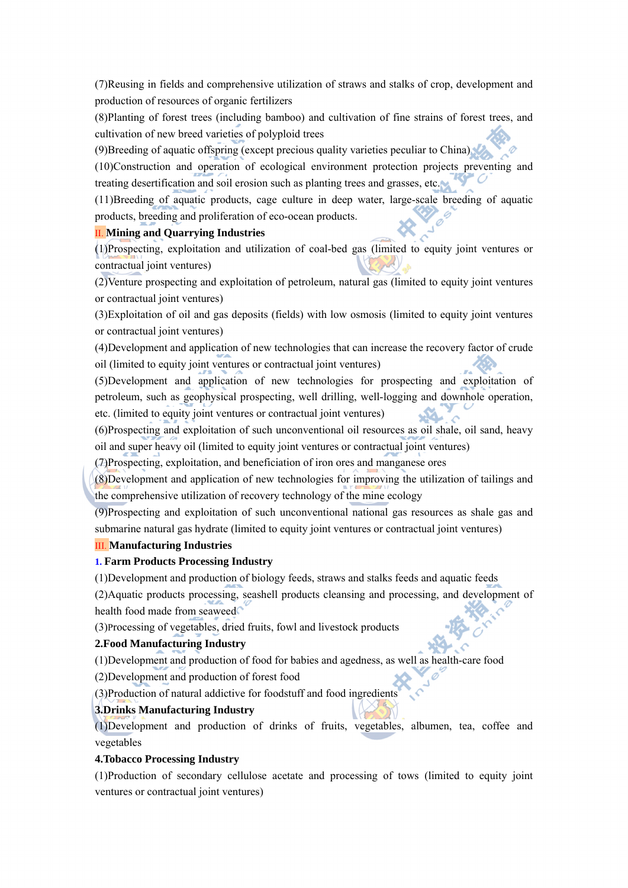(7)Reusing in fields and comprehensive utilization of straws and stalks of crop, development and production of resources of organic fertilizers

(8)Planting of forest trees (including bamboo) and cultivation of fine strains of forest trees, and cultivation of new breed varieties of polyploid trees

(9)Breeding of aquatic offspring (except precious quality varieties peculiar to China)

(10)Construction and operation of ecological environment protection projects preventing and treating desertification and soil erosion such as planting trees and grasses, etc.

(11)Breeding of aquatic products, cage culture in deep water, large-scale breeding of aquatic products, breeding and proliferation of eco-ocean products.

## II. Mining and Quarrying Industries

(1)Prospecting, exploitation and utilization of coal-bed gas (limited to equity joint ventures or contractual joint ventures)

(2)Venture prospecting and exploitation of petroleum, natural gas (limited to equity joint ventures or contractual joint ventures)

(3)Exploitation of oil and gas deposits (fields) with low osmosis (limited to equity joint ventures or contractual joint ventures)

(4)Development and application of new technologies that can increase the recovery factor of crude oil (limited to equity joint ventures or contractual joint ventures)

(5)Development and application of new technologies for prospecting and exploitation of petroleum, such as geophysical prospecting, well drilling, well-logging and downhole operation, etc. (limited to equity joint ventures or contractual joint ventures)

(6)Prospecting and exploitation of such unconventional oil resources as oil shale, oil sand, heavy oil and super heavy oil (limited to equity joint ventures or contractual joint ventures)

(7)Prospecting, exploitation, and beneficiation of iron ores and manganese ores

(8)Development and application of new technologies for improving the utilization of tailings and the comprehensive utilization of recovery technology of the mine ecology

(9)Prospecting and exploitation of such unconventional national gas resources as shale gas and submarine natural gas hydrate (limited to equity joint ventures or contractual joint ventures)

## III. Manufacturing Industries

### 1. Farm Products Processing Industry

(1)Development and production of biology feeds, straws and stalks feeds and aquatic feeds

(2)Aquatic products processing, seashell products cleansing and processing, and development of health food made from seaweed

(3)Processing of vegetables, dried fruits, fowl and livestock products

### 2.Food Manufacturing Industry

(1)Development and production of food for babies and agedness, as well as health-care food

(2)Development and production of forest food

(3)Production of natural addictive for foodstuff and food ingredients

### 3.Drinks Manufacturing Industry

(1)Development and production of drinks of fruits, vegetables, albumen, tea, coffee and vegetables

### 4.Tobacco Processing Industry

(1)Production of secondary cellulose acetate and processing of tows (limited to equity joint ventures or contractual joint ventures)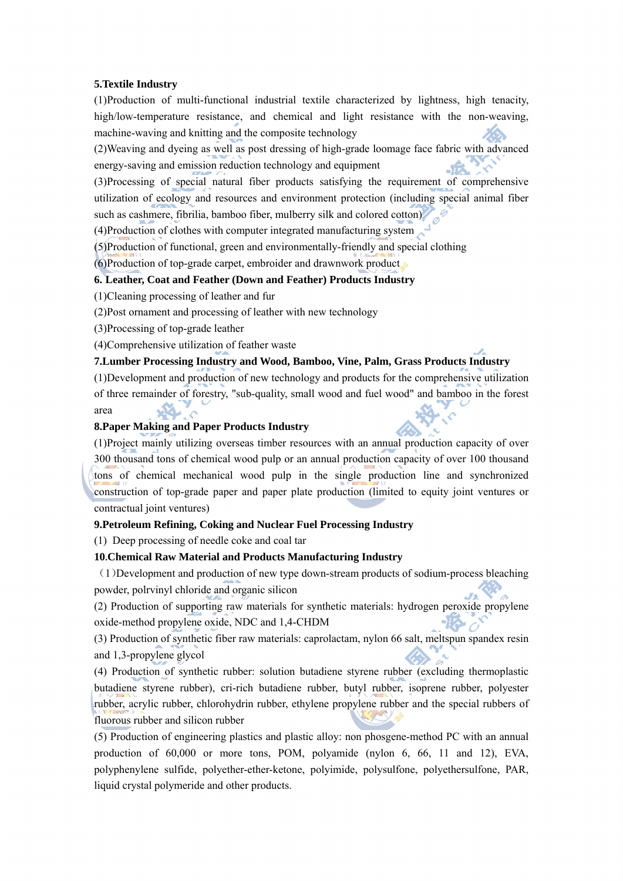**5.Textile Industry**

(1)Production of multi-functional industrial textile characterized by lightness, high tenacity, high/low-temperature resistance, and chemical and light resistance with the non-weaving, machine-waving and knitting and the composite technology

(2)Weaving and dyeing as well as post dressing of high-grade loomage face fabric with advanced energy-saving and emission reduction technology and equipment

(3)Processing of special natural fiber products satisfying the requirement of comprehensive utilization of ecology and resources and environment protection (including special animal fiber such as cashmere, fibrilia, bamboo fiber, mulberry silk and colored cotton)

(4)Production of clothes with computer integrated manufacturing system

(5)Production of functional, green and environmentally-friendly and special clothing

(6)Production of top-grade carpet, embroider and drawnwork product

**6. Leather, Coat and Feather (Down and Feather) Products Industry**

(1)Cleaning processing of leather and fur

(2)Post ornament and processing of leather with new technology

(3)Processing of top-grade leather

(4)Comprehensive utilization of feather waste

**7.Lumber Processing Industry and Wood, Bamboo, Vine, Palm, Grass Products Industry**

(1)Development and production of new technology and products for the comprehensive utilization of three remainder of forestry, "sub-quality, small wood and fuel wood" and bamboo in the forest area

**8.Paper Making and Paper Products Industry**

(1)Project mainly utilizing overseas timber resources with an annual production capacity of over 300 thousand tons of chemical wood pulp or an annual production capacity of over 100 thousand tons of chemical mechanical wood pulp in the single production line and synchronized construction of top-grade paper and paper plate production (limited to equity joint ventures or contractual joint ventures)

**9.Petroleum Refining, Coking and Nuclear Fuel Processing Industry**

(1) Deep processing of needle coke and coal tar

**10.Chemical Raw Material and Products Manufacturing Industry**

（1）Development and production of new type down-stream products of sodium-process bleaching powder, polrvinyl chloride and organic silicon

(2) Production of supporting raw materials for synthetic materials: hydrogen peroxide propylene oxide-method propylene oxide, NDC and 1,4-CHDM

(3) Production of synthetic fiber raw materials: caprolactam, nylon 66 salt, meltspun spandex resin and 1,3-propylene glycol

(4) Production of synthetic rubber: solution butadiene styrene rubber (excluding thermoplastic butadiene styrene rubber), cri-rich butadiene rubber, butyl rubber, isoprene rubber, polyester rubber, acrylic rubber, chlorohydrin rubber, ethylene propylene rubber and the special rubbers of fluorous rubber and silicon rubber

(5) Production of engineering plastics and plastic alloy: non phosgene-method PC with an annual production of 60,000 or more tons, POM, polyamide (nylon 6, 66, 11 and 12), EVA, polyphenylene sulfide, polyether-ether-ketone, polyimide, polysulfone, polyethersulfone, PAR, liquid crystal polymeride and other products.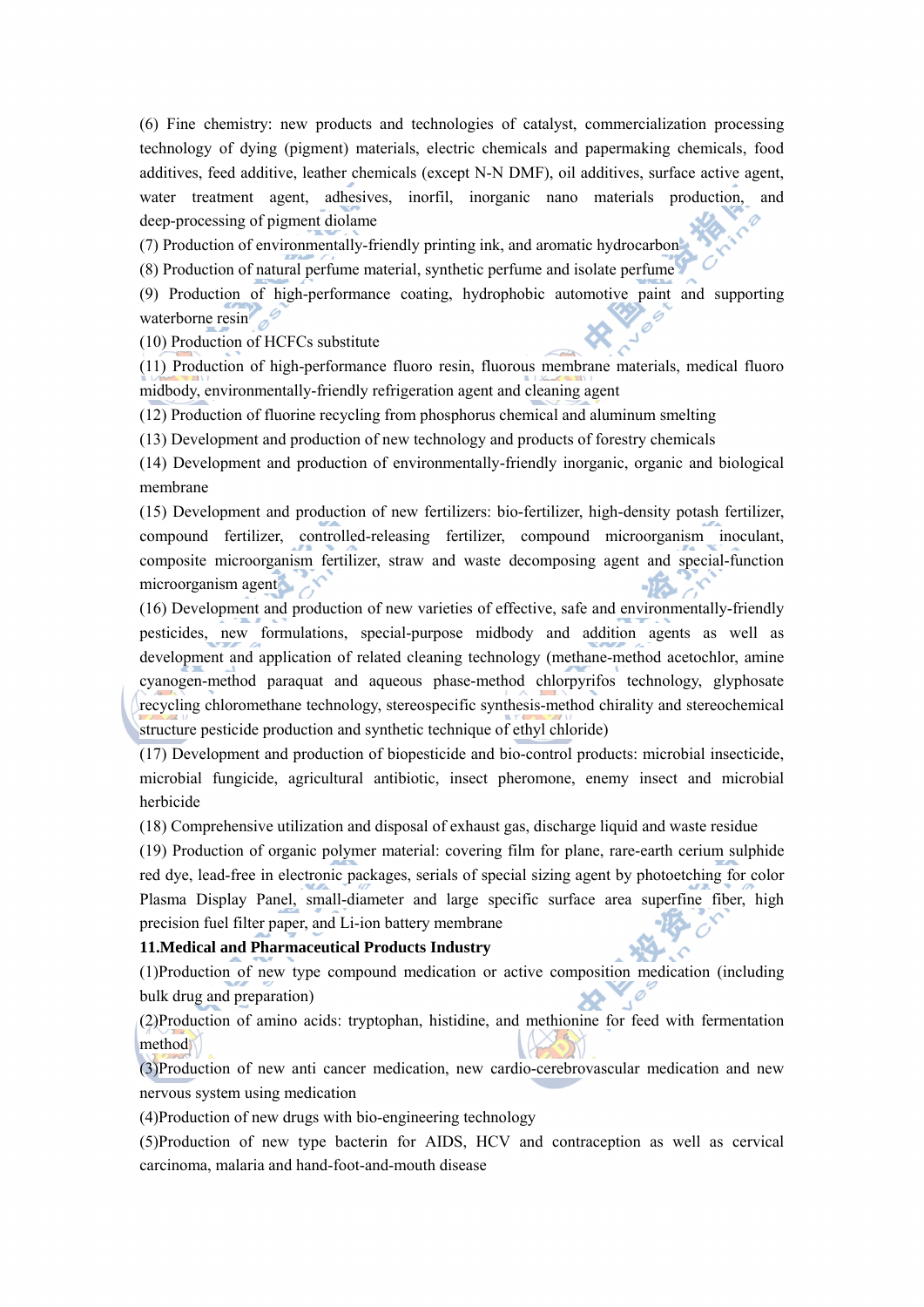(6) Fine chemistry: new products and technologies of catalyst, commercialization processing technology of dying (pigment) materials, electric chemicals and papermaking chemicals, food additives, feed additive, leather chemicals (except N-N DMF), oil additives, surface active agent, water treatment agent, adhesives, inorfil, inorganic nano materials production, and deep-processing of pigment diolame

(7) Production of environmentally-friendly printing ink, and aromatic hydrocarbon

(8) Production of natural perfume material, synthetic perfume and isolate perfume

(9) Production of high-performance coating, hydrophobic automotive paint and supporting waterborne resin

(10) Production of HCFCs substitute

(11) Production of high-performance fluoro resin, fluorous membrane materials, medical fluoro midbody, environmentally-friendly refrigeration agent and cleaning agent

(12) Production of fluorine recycling from phosphorus chemical and aluminum smelting

(13) Development and production of new technology and products of forestry chemicals

(14) Development and production of environmentally-friendly inorganic, organic and biological membrane

(15) Development and production of new fertilizers: bio-fertilizer, high-density potash fertilizer, compound fertilizer, controlled-releasing fertilizer, compound microorganism inoculant, composite microorganism fertilizer, straw and waste decomposing agent and special-function microorganism agent

(16) Development and production of new varieties of effective, safe and environmentally-friendly pesticides, new formulations, special-purpose midbody and addition agents as well as development and application of related cleaning technology (methane-method acetochlor, amine cyanogen-method paraquat and aqueous phase-method chlorpyrifos technology, glyphosate recycling chloromethane technology, stereospecific synthesis-method chirality and stereochemical structure pesticide production and synthetic technique of ethyl chloride)

(17) Development and production of biopesticide and bio-control products: microbial insecticide, microbial fungicide, agricultural antibiotic, insect pheromone, enemy insect and microbial herbicide

(18) Comprehensive utilization and disposal of exhaust gas, discharge liquid and waste residue

(19) Production of organic polymer material: covering film for plane, rare-earth cerium sulphide red dye, lead-free in electronic packages, serials of special sizing agent by photoetching for color Plasma Display Panel, small-diameter and large specific surface area superfine fiber, high precision fuel filter paper, and Li-ion battery membrane

**11.Medical and Pharmaceutical Products Industry**

(1)Production of new type compound medication or active composition medication (including bulk drug and preparation)

(2)Production of amino acids: tryptophan, histidine, and methionine for feed with fermentation method

(3)Production of new anti cancer medication, new cardio-cerebrovascular medication and new nervous system using medication

(4)Production of new drugs with bio-engineering technology

(5)Production of new type bacterin for AIDS, HCV and contraception as well as cervical carcinoma, malaria and hand-foot-and-mouth disease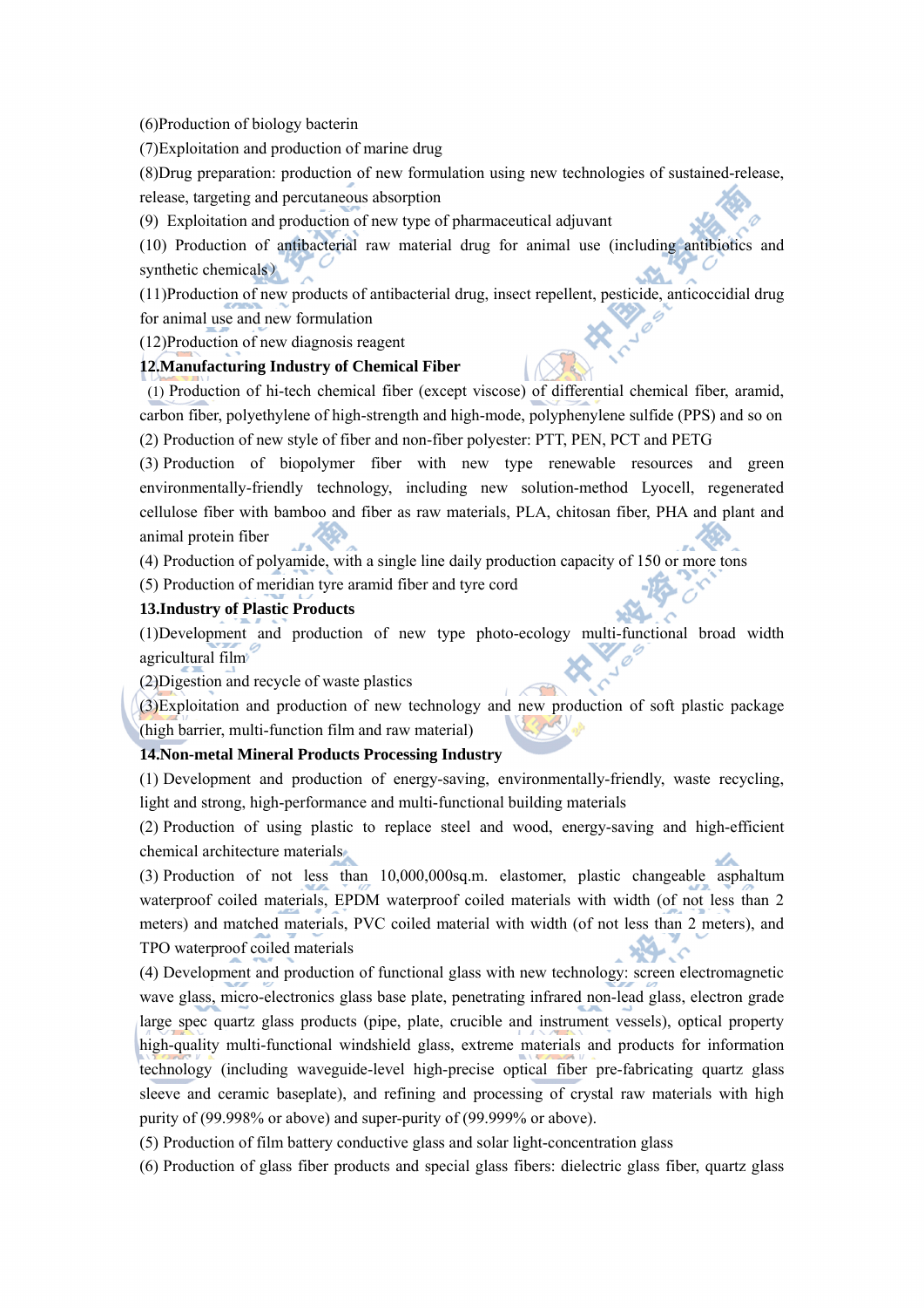(6)Production of biology bacterin

(7)Exploitation and production of marine drug

(8)Drug preparation: production of new formulation using new technologies of sustained-release, release, targeting and percutaneous absorption

(9) Exploitation and production of new type of pharmaceutical adjuvant

(10) Production of antibacterial raw material drug for animal use (including antibiotics and synthetic chemicals)

(11)Production of new products of antibacterial drug, insect repellent, pesticide, anticoccidial drug for animal use and new formulation

(12)Production of new diagnosis reagent

**12.Manufacturing Industry of Chemical Fiber**

(1) Production of hi-tech chemical fiber (except viscose) of differential chemical fiber, aramid, carbon fiber, polyethylene of high-strength and high-mode, polyphenylene sulfide (PPS) and so on

(2) Production of new style of fiber and non-fiber polyester: PTT, PEN, PCT and PETG

(3) Production of biopolymer fiber with new type renewable resources and green environmentally-friendly technology, including new solution-method Lyocell, regenerated cellulose fiber with bamboo and fiber as raw materials, PLA, chitosan fiber, PHA and plant and animal protein fiber

(4) Production of polyamide, with a single line daily production capacity of 150 or more tons

(5) Production of meridian tyre aramid fiber and tyre cord

**13.Industry of Plastic Products**

(1)Development and production of new type photo-ecology multi-functional broad width agricultural film

(2)Digestion and recycle of waste plastics

(3)Exploitation and production of new technology and new production of soft plastic package (high barrier, multi-function film and raw material)

**14.Non-metal Mineral Products Processing Industry**

(1) Development and production of energy-saving, environmentally-friendly, waste recycling, light and strong, high-performance and multi-functional building materials

(2) Production of using plastic to replace steel and wood, energy-saving and high-efficient chemical architecture materials

(3) Production of not less than 10,000,000sq.m. elastomer, plastic changeable asphaltum waterproof coiled materials, EPDM waterproof coiled materials with width (of not less than 2 meters) and matched materials, PVC coiled material with width (of not less than 2 meters), and TPO waterproof coiled materials

(4) Development and production of functional glass with new technology: screen electromagnetic wave glass, micro-electronics glass base plate, penetrating infrared non-lead glass, electron grade large spec quartz glass products (pipe, plate, crucible and instrument vessels), optical property high-quality multi-functional windshield glass, extreme materials and products for information technology (including waveguide-level high-precise optical fiber pre-fabricating quartz glass sleeve and ceramic baseplate), and refining and processing of crystal raw materials with high purity of (99.998% or above) and super-purity of (99.999% or above).

(5) Production of film battery conductive glass and solar light-concentration glass

(6) Production of glass fiber products and special glass fibers: dielectric glass fiber, quartz glass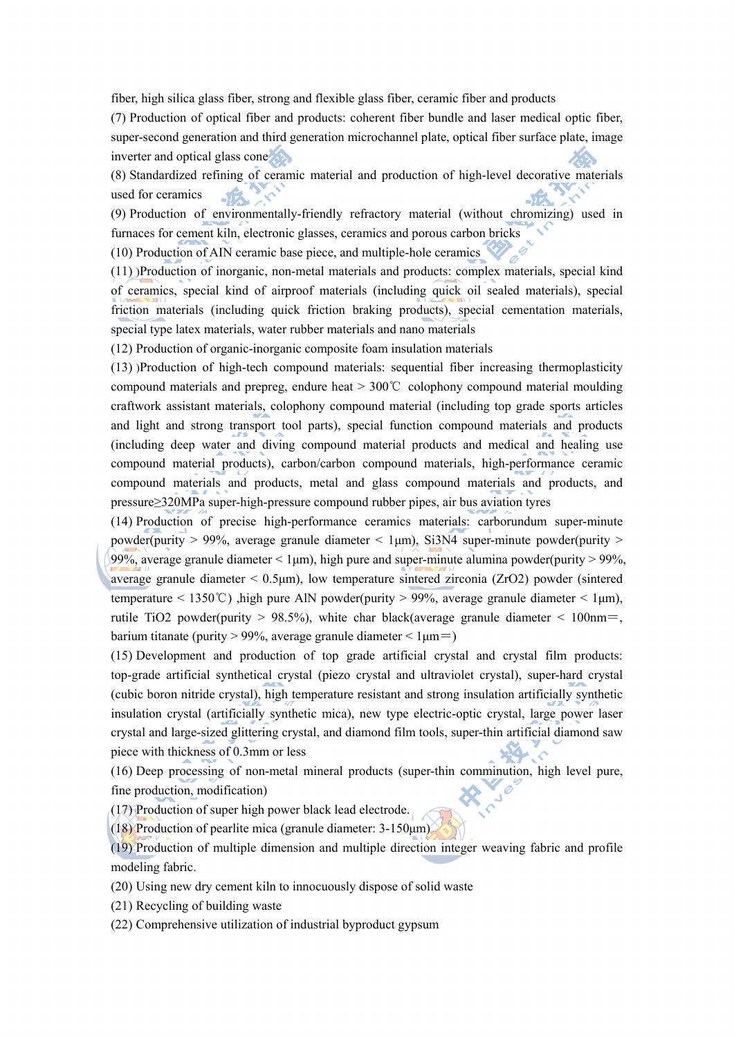fiber, high silica glass fiber, strong and flexible glass fiber, ceramic fiber and products

(7) Production of optical fiber and products: coherent fiber bundle and laser medical optic fiber, super-second generation and third generation microchannel plate, optical fiber surface plate, image inverter and optical glass cone

(8) Standardized refining of ceramic material and production of high-level decorative materials used for ceramics

(9) Production of environmentally-friendly refractory material (without chromizing) used in furnaces for cement kiln, electronic glasses, ceramics and porous carbon bricks

(10) Production of AIN ceramic base piece, and multiple-hole ceramics

(11) )Production of inorganic, non-metal materials and products: complex materials, special kind of ceramics, special kind of airproof materials (including quick oil sealed materials), special friction materials (including quick friction braking products), special cementation materials, special type latex materials, water rubber materials and nano materials

(12) Production of organic-inorganic composite foam insulation materials

(13) )Production of high-tech compound materials: sequential fiber increasing thermoplasticity compound materials and prepreg, endure heat > 300℃ colophony compound material moulding craftwork assistant materials, colophony compound material (including top grade sports articles and light and strong transport tool parts), special function compound materials and products (including deep water and diving compound material products and medical and healing use compound material products), carbon/carbon compound materials, high-performance ceramic compound materials and products, metal and glass compound materials and products, and pressure≥320MPa super-high-pressure compound rubber pipes, air bus aviation tyres

(14) Production of precise high-performance ceramics materials: carborundum super-minute powder(purity > 99%, average granule diameter < 1μm), $Si_3N_4$ super-minute powder(purity > 99%, average granule diameter < 1μm), high pure and super-minute alumina powder(purity > 99%, average granule diameter < 0.5μm), low temperature sintered zirconia ($ZrO_2$) powder (sintered temperature < 1350℃) ,high pure AlN powder(purity > 99%, average granule diameter < 1μm), rutile $TiO_2$ powder(purity > 98.5%), white char black(average granule diameter < 100nm＝, barium titanate (purity > 99%, average granule diameter < 1μm＝)

(15) Development and production of top grade artificial crystal and crystal film products: top-grade artificial synthetical crystal (piezo crystal and ultraviolet crystal), super-hard crystal (cubic boron nitride crystal), high temperature resistant and strong insulation artificially synthetic insulation crystal (artificially synthetic mica), new type electric-optic crystal, large power laser crystal and large-sized glittering crystal, and diamond film tools, super-thin artificial diamond saw piece with thickness of 0.3mm or less

(16) Deep processing of non-metal mineral products (super-thin comminution, high level pure, fine production, modification)

(17) Production of super high power black lead electrode.

(18) Production of pearlite mica (granule diameter: 3-150μm)

(19) Production of multiple dimension and multiple direction integer weaving fabric and profile modeling fabric.

(20) Using new dry cement kiln to innocuously dispose of solid waste

(21) Recycling of building waste

(22) Comprehensive utilization of industrial byproduct gypsum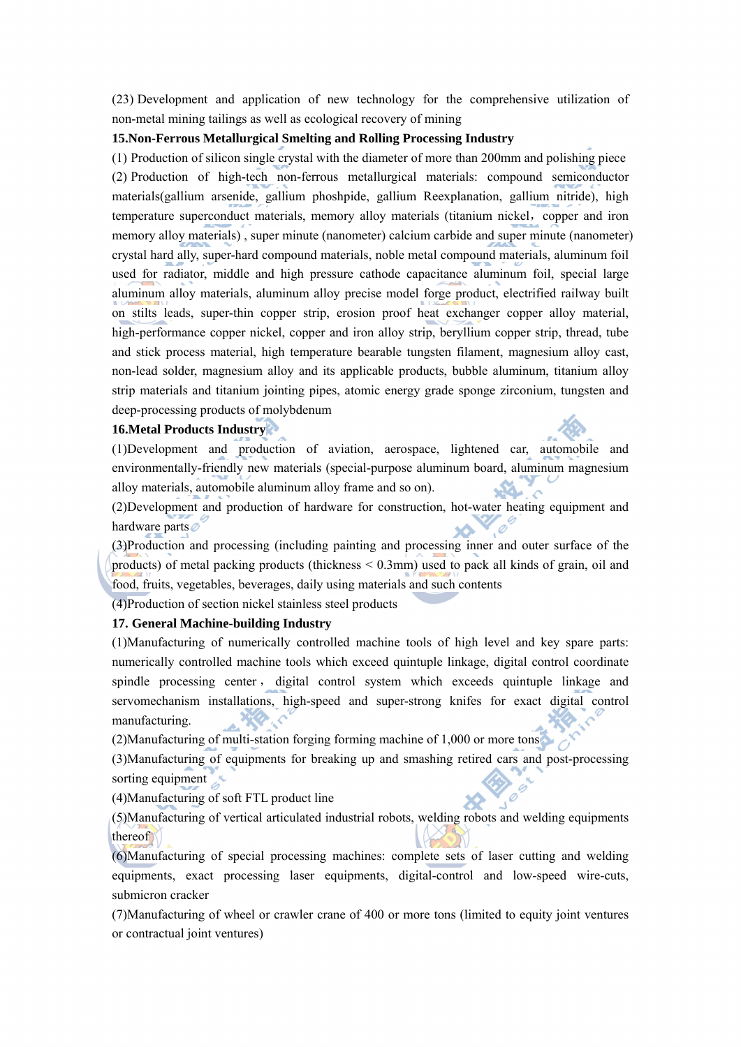(23) Development and application of new technology for the comprehensive utilization of non-metal mining tailings as well as ecological recovery of mining

**15.Non-Ferrous Metallurgical Smelting and Rolling Processing Industry**

(1) Production of silicon single crystal with the diameter of more than 200mm and polishing piece

(2) Production of high-tech non-ferrous metallurgical materials: compound semiconductor materials(gallium arsenide, gallium phosphpide, gallium Reexplanation, gallium nitride), high temperature superconduct materials, memory alloy materials (titanium nickel，copper and iron memory alloy materials) , super minute (nanometer) calcium carbide and super minute (nanometer) crystal hard ally, super-hard compound materials, noble metal compound materials, aluminum foil used for radiator, middle and high pressure cathode capacitance aluminum foil, special large aluminum alloy materials, aluminum alloy precise model forge product, electrified railway built on stilts leads, super-thin copper strip, erosion proof heat exchanger copper alloy material, high-performance copper nickel, copper and iron alloy strip, beryllium copper strip, thread, tube and stick process material, high temperature bearable tungsten filament, magnesium alloy cast, non-lead solder, magnesium alloy and its applicable products, bubble aluminum, titanium alloy strip materials and titanium jointing pipes, atomic energy grade sponge zirconium, tungsten and deep-processing products of molybdenum

**16.Metal Products Industry**

(1)Development and production of aviation, aerospace, lightened car, automobile and environmentally-friendly new materials (special-purpose aluminum board, aluminum magnesium alloy materials, automobile aluminum alloy frame and so on).

(2)Development and production of hardware for construction, hot-water heating equipment and hardware parts

(3)Production and processing (including painting and processing inner and outer surface of the products) of metal packing products (thickness < 0.3mm) used to pack all kinds of grain, oil and food, fruits, vegetables, beverages, daily using materials and such contents

(4)Production of section nickel stainless steel products

**17. General Machine-building Industry**

(1)Manufacturing of numerically controlled machine tools of high level and key spare parts: numerically controlled machine tools which exceed quintuple linkage, digital control coordinate spindle processing center，digital control system which exceeds quintuple linkage and servomechanism installations, high-speed and super-strong knifes for exact digital control manufacturing.

(2)Manufacturing of multi-station forging forming machine of 1,000 or more tons

(3)Manufacturing of equipments for breaking up and smashing retired cars and post-processing sorting equipment

(4)Manufacturing of soft FTL product line

(5)Manufacturing of vertical articulated industrial robots, welding robots and welding equipments thereof

(6)Manufacturing of special processing machines: complete sets of laser cutting and welding equipments, exact processing laser equipments, digital-control and low-speed wire-cuts, submicron cracker

(7)Manufacturing of wheel or crawler crane of 400 or more tons (limited to equity joint ventures or contractual joint ventures)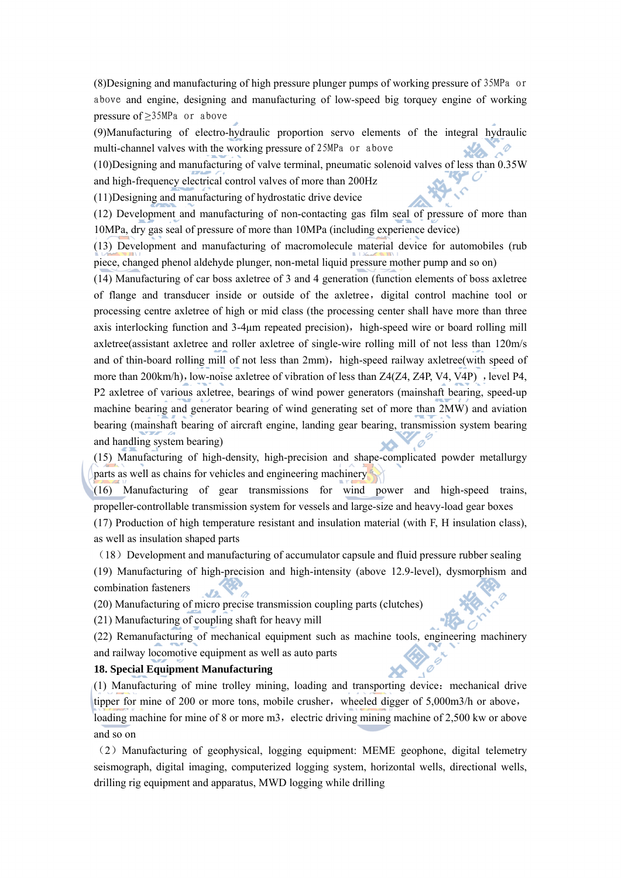(8)Designing and manufacturing of high pressure plunger pumps of working pressure of 35MPa or above and engine, designing and manufacturing of low-speed big torquey engine of working pressure of ≥35MPa or above

(9)Manufacturing of electro-hydraulic proportion servo elements of the integral hydraulic multi-channel valves with the working pressure of 25MPa or above

(10)Designing and manufacturing of valve terminal, pneumatic solenoid valves of less than 0.35W and high-frequency electrical control valves of more than 200Hz

(11)Designing and manufacturing of hydrostatic drive device

(12) Development and manufacturing of non-contacting gas film seal of pressure of more than 10MPa, dry gas seal of pressure of more than 10MPa (including experience device)

(13) Development and manufacturing of macromolecule material device for automobiles (rub piece, changed phenol aldehyde plunger, non-metal liquid pressure mother pump and so on)

(14) Manufacturing of car boss axletree of 3 and 4 generation (function elements of boss axletree of flange and transducer inside or outside of the axletree，digital control machine tool or processing centre axletree of high or mid class (the processing center shall have more than three axis interlocking function and 3-4μm repeated precision)，high-speed wire or board rolling mill axletree(assistant axletree and roller axletree of single-wire rolling mill of not less than 120m/s and of thin-board rolling mill of not less than 2mm)，high-speed railway axletree(with speed of more than 200km/h)，low-noise axletree of vibration of less than Z4(Z4, Z4P, V4, V4P) ，level P4, P2 axletree of various axletree, bearings of wind power generators (mainshaft bearing, speed-up machine bearing and generator bearing of wind generating set of more than 2MW) and aviation bearing (mainshaft bearing of aircraft engine, landing gear bearing, transmission system bearing and handling system bearing)

(15) Manufacturing of high-density, high-precision and shape-complicated powder metallurgy parts as well as chains for vehicles and engineering machinery

(16) Manufacturing of gear transmissions for wind power and high-speed trains, propeller-controllable transmission system for vessels and large-size and heavy-load gear boxes

(17) Production of high temperature resistant and insulation material (with F, H insulation class), as well as insulation shaped parts

（18）Development and manufacturing of accumulator capsule and fluid pressure rubber sealing

(19) Manufacturing of high-precision and high-intensity (above 12.9-level), dysmorphism and combination fasteners

(20) Manufacturing of micro precise transmission coupling parts (clutches)

(21) Manufacturing of coupling shaft for heavy mill

(22) Remanufacturing of mechanical equipment such as machine tools, engineering machinery and railway locomotive equipment as well as auto parts

**18. Special Equipment Manufacturing**

(1) Manufacturing of mine trolley mining, loading and transporting device：mechanical drive tipper for mine of 200 or more tons, mobile crusher，wheeled digger of 5,000m3/h or above，loading machine for mine of 8 or more m3，electric driving mining machine of 2,500 kw or above and so on

（2）Manufacturing of geophysical, logging equipment: MEME geophone, digital telemetry seismograph, digital imaging, computerized logging system, horizontal wells, directional wells, drilling rig equipment and apparatus, MWD logging while drilling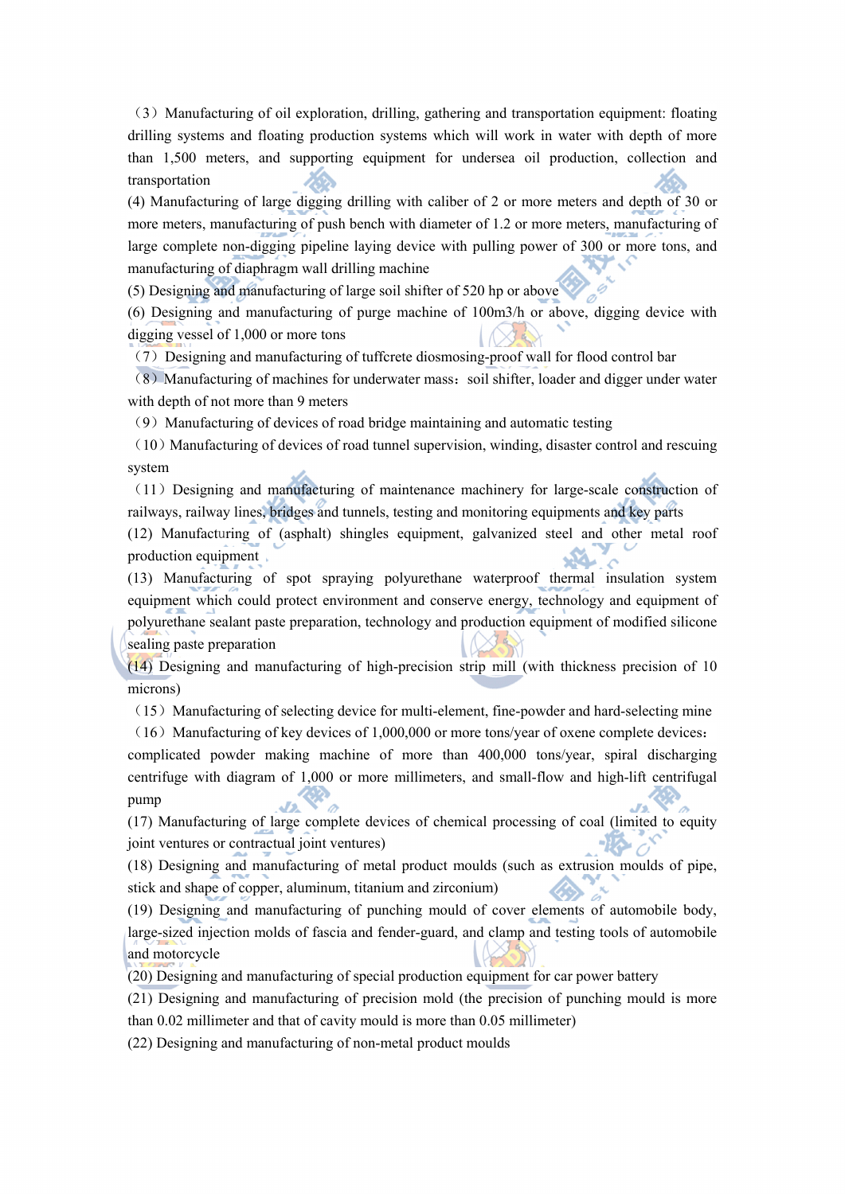（3）Manufacturing of oil exploration, drilling, gathering and transportation equipment: floating drilling systems and floating production systems which will work in water with depth of more than 1,500 meters, and supporting equipment for undersea oil production, collection and transportation

(4) Manufacturing of large digging drilling with caliber of 2 or more meters and depth of 30 or more meters, manufacturing of push bench with diameter of 1.2 or more meters, manufacturing of large complete non-digging pipeline laying device with pulling power of 300 or more tons, and manufacturing of diaphragm wall drilling machine

(5) Designing and manufacturing of large soil shifter of 520 hp or above

(6) Designing and manufacturing of purge machine of 100m3/h or above, digging device with digging vessel of 1,000 or more tons

（7）Designing and manufacturing of tuffcrete diosmosing-proof wall for flood control bar

（8）Manufacturing of machines for underwater mass：soil shifter, loader and digger under water with depth of not more than 9 meters

（9）Manufacturing of devices of road bridge maintaining and automatic testing

（10）Manufacturing of devices of road tunnel supervision, winding, disaster control and rescuing system

（11）Designing and manufacturing of maintenance machinery for large-scale construction of railways, railway lines, bridges and tunnels, testing and monitoring equipments and key parts

(12) Manufacturing of (asphalt) shingles equipment, galvanized steel and other metal roof production equipment

(13) Manufacturing of spot spraying polyurethane waterproof thermal insulation system equipment which could protect environment and conserve energy, technology and equipment of polyurethane sealant paste preparation, technology and production equipment of modified silicone sealing paste preparation

(14) Designing and manufacturing of high-precision strip mill (with thickness precision of 10 microns)

（15）Manufacturing of selecting device for multi-element, fine-powder and hard-selecting mine

（16）Manufacturing of key devices of 1,000,000 or more tons/year of oxene complete devices：complicated powder making machine of more than 400,000 tons/year, spiral discharging centrifuge with diagram of 1,000 or more millimeters, and small-flow and high-lift centrifugal pump

(17) Manufacturing of large complete devices of chemical processing of coal (limited to equity joint ventures or contractual joint ventures)

(18) Designing and manufacturing of metal product moulds (such as extrusion moulds of pipe, stick and shape of copper, aluminum, titanium and zirconium)

(19) Designing and manufacturing of punching mould of cover elements of automobile body, large-sized injection molds of fascia and fender-guard, and clamp and testing tools of automobile and motorcycle

(20) Designing and manufacturing of special production equipment for car power battery

(21) Designing and manufacturing of precision mold (the precision of punching mould is more than 0.02 millimeter and that of cavity mould is more than 0.05 millimeter)

(22) Designing and manufacturing of non-metal product moulds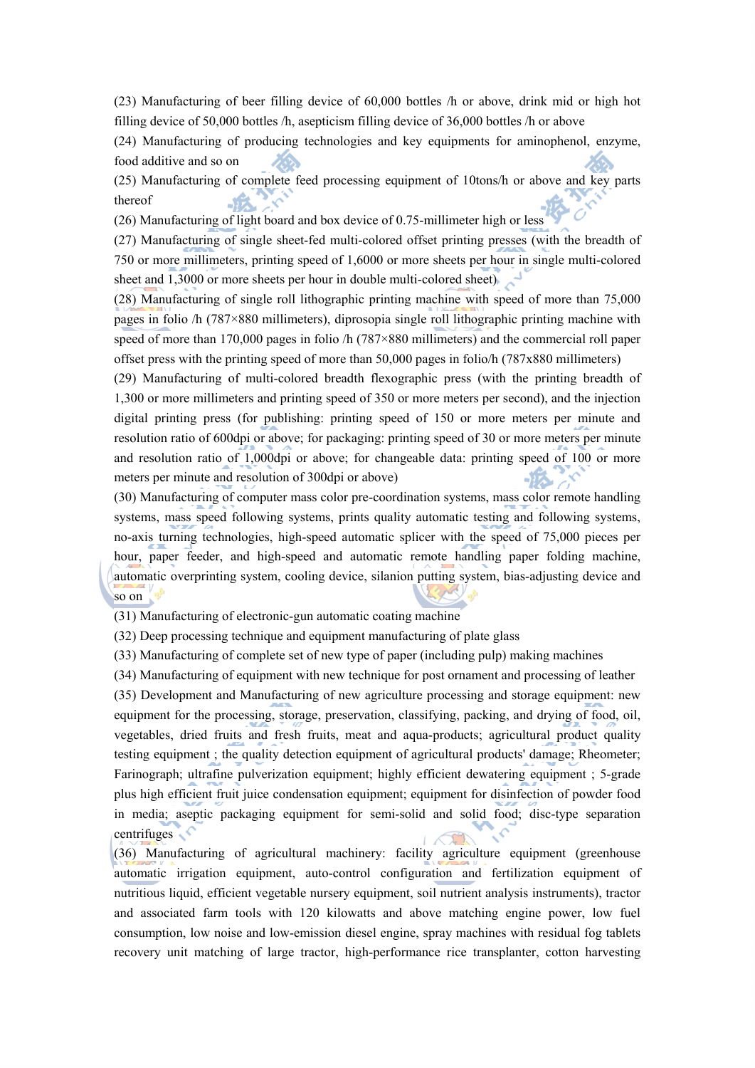(23) Manufacturing of beer filling device of 60,000 bottles /h or above, drink mid or high hot filling device of 50,000 bottles /h, asepticism filling device of 36,000 bottles /h or above

(24) Manufacturing of producing technologies and key equipments for aminophenol, enzyme, food additive and so on

(25) Manufacturing of complete feed processing equipment of 10tons/h or above and key parts thereof

(26) Manufacturing of light board and box device of 0.75-millimeter high or less

(27) Manufacturing of single sheet-fed multi-colored offset printing presses (with the breadth of 750 or more millimeters, printing speed of 1,6000 or more sheets per hour in single multi-colored sheet and 1,3000 or more sheets per hour in double multi-colored sheet)

(28) Manufacturing of single roll lithographic printing machine with speed of more than 75,000 pages in folio /h (787×880 millimeters), diprosopia single roll lithographic printing machine with speed of more than 170,000 pages in folio /h (787×880 millimeters) and the commercial roll paper offset press with the printing speed of more than 50,000 pages in folio/h (787x880 millimeters)

(29) Manufacturing of multi-colored breadth flexographic press (with the printing breadth of 1,300 or more millimeters and printing speed of 350 or more meters per second), and the injection digital printing press (for publishing: printing speed of 150 or more meters per minute and resolution ratio of 600dpi or above; for packaging: printing speed of 30 or more meters per minute and resolution ratio of 1,000dpi or above; for changeable data: printing speed of 100 or more meters per minute and resolution of 300dpi or above)

(30) Manufacturing of computer mass color pre-coordination systems, mass color remote handling systems, mass speed following systems, prints quality automatic testing and following systems, no-axis turning technologies, high-speed automatic splicer with the speed of 75,000 pieces per hour, paper feeder, and high-speed and automatic remote handling paper folding machine, automatic overprinting system, cooling device, silanion putting system, bias-adjusting device and so on

(31) Manufacturing of electronic-gun automatic coating machine

(32) Deep processing technique and equipment manufacturing of plate glass

(33) Manufacturing of complete set of new type of paper (including pulp) making machines

(34) Manufacturing of equipment with new technique for post ornament and processing of leather

(35) Development and Manufacturing of new agriculture processing and storage equipment: new equipment for the processing, storage, preservation, classifying, packing, and drying of food, oil, vegetables, dried fruits and fresh fruits, meat and aqua-products; agricultural product quality testing equipment ; the quality detection equipment of agricultural products' damage; Rheometer; Farinograph; ultrafine pulverization equipment; highly efficient dewatering equipment ; 5-grade plus high efficient fruit juice condensation equipment; equipment for disinfection of powder food in media; aseptic packaging equipment for semi-solid and solid food; disc-type separation centrifuges

(36) Manufacturing of agricultural machinery: facility agriculture equipment (greenhouse automatic irrigation equipment, auto-control configuration and fertilization equipment of nutritious liquid, efficient vegetable nursery equipment, soil nutrient analysis instruments), tractor and associated farm tools with 120 kilowatts and above matching engine power, low fuel consumption, low noise and low-emission diesel engine, spray machines with residual fog tablets recovery unit matching of large tractor, high-performance rice transplanter, cotton harvesting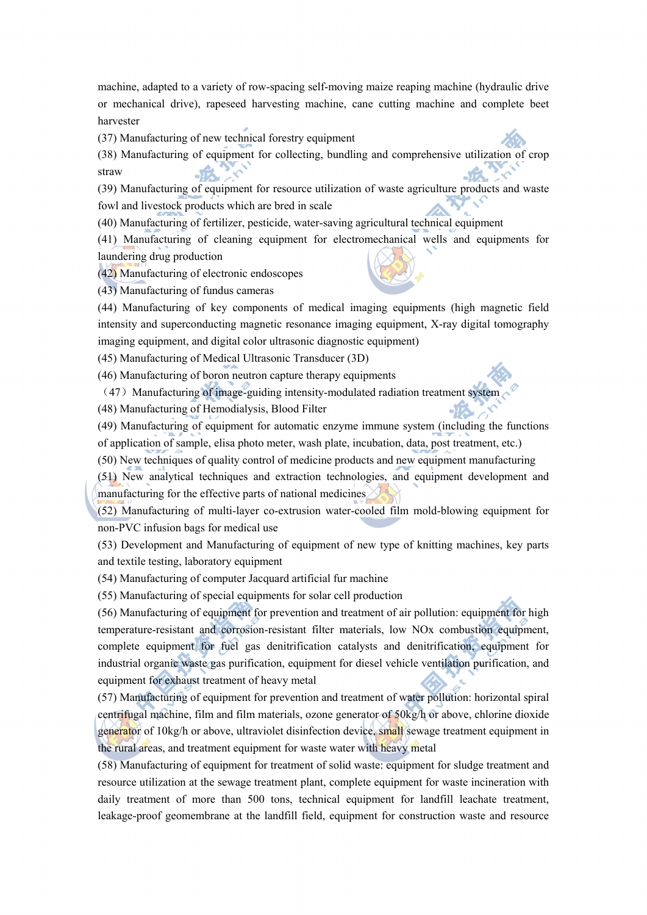machine, adapted to a variety of row-spacing self-moving maize reaping machine (hydraulic drive or mechanical drive), rapeseed harvesting machine, cane cutting machine and complete beet harvester

(37) Manufacturing of new technical forestry equipment

(38) Manufacturing of equipment for collecting, bundling and comprehensive utilization of crop straw

(39) Manufacturing of equipment for resource utilization of waste agriculture products and waste fowl and livestock products which are bred in scale

(40) Manufacturing of fertilizer, pesticide, water-saving agricultural technical equipment

(41) Manufacturing of cleaning equipment for electromechanical wells and equipments for laundering drug production

(42) Manufacturing of electronic endoscopes

(43) Manufacturing of fundus cameras

(44) Manufacturing of key components of medical imaging equipments (high magnetic field intensity and superconducting magnetic resonance imaging equipment, X-ray digital tomography imaging equipment, and digital color ultrasonic diagnostic equipment)

(45) Manufacturing of Medical Ultrasonic Transducer (3D)

(46) Manufacturing of boron neutron capture therapy equipments

（47）Manufacturing of image-guiding intensity-modulated radiation treatment system

(48) Manufacturing of Hemodialysis, Blood Filter

(49) Manufacturing of equipment for automatic enzyme immune system (including the functions of application of sample, elisa photo meter, wash plate, incubation, data, post treatment, etc.)

(50) New techniques of quality control of medicine products and new equipment manufacturing

(51) New analytical techniques and extraction technologies, and equipment development and manufacturing for the effective parts of national medicines

(52) Manufacturing of multi-layer co-extrusion water-cooled film mold-blowing equipment for non-PVC infusion bags for medical use

(53) Development and Manufacturing of equipment of new type of knitting machines, key parts and textile testing, laboratory equipment

(54) Manufacturing of computer Jacquard artificial fur machine

(55) Manufacturing of special equipments for solar cell production

(56) Manufacturing of equipment for prevention and treatment of air pollution: equipment for high temperature-resistant and corrosion-resistant filter materials, low NOx combustion equipment, complete equipment for fuel gas denitrification catalysts and denitrification, equipment for industrial organic waste gas purification, equipment for diesel vehicle ventilation purification, and equipment for exhaust treatment of heavy metal

(57) Manufacturing of equipment for prevention and treatment of water pollution: horizontal spiral centrifugal machine, film and film materials, ozone generator of 50kg/h or above, chlorine dioxide generator of 10kg/h or above, ultraviolet disinfection device, small sewage treatment equipment in the rural areas, and treatment equipment for waste water with heavy metal

(58) Manufacturing of equipment for treatment of solid waste: equipment for sludge treatment and resource utilization at the sewage treatment plant, complete equipment for waste incineration with daily treatment of more than 500 tons, technical equipment for landfill leachate treatment, leakage-proof geomembrane at the landfill field, equipment for construction waste and resource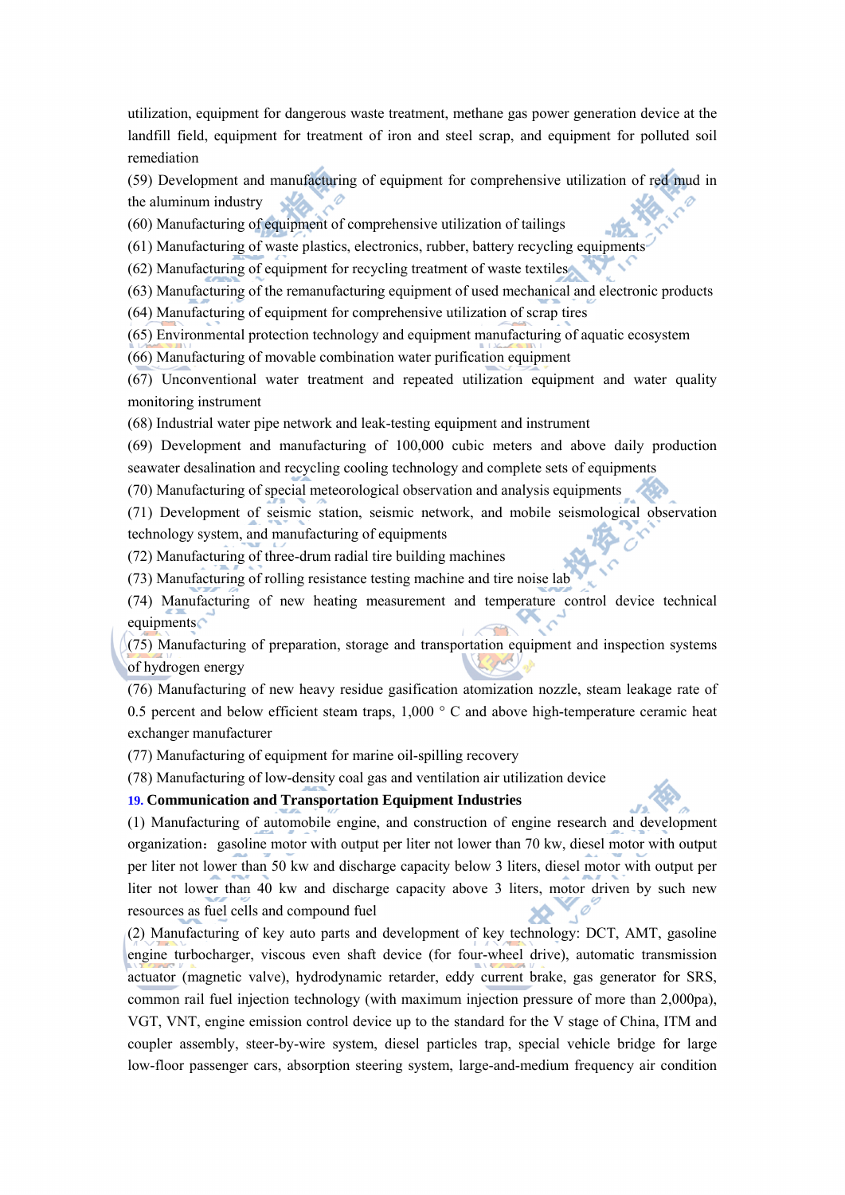utilization, equipment for dangerous waste treatment, methane gas power generation device at the landfill field, equipment for treatment of iron and steel scrap, and equipment for polluted soil remediation

(59) Development and manufacturing of equipment for comprehensive utilization of red mud in the aluminum industry

(60) Manufacturing of equipment of comprehensive utilization of tailings

(61) Manufacturing of waste plastics, electronics, rubber, battery recycling equipments

(62) Manufacturing of equipment for recycling treatment of waste textiles

(63) Manufacturing of the remanufacturing equipment of used mechanical and electronic products

(64) Manufacturing of equipment for comprehensive utilization of scrap tires

(65) Environmental protection technology and equipment manufacturing of aquatic ecosystem

(66) Manufacturing of movable combination water purification equipment

(67) Unconventional water treatment and repeated utilization equipment and water quality monitoring instrument

(68) Industrial water pipe network and leak-testing equipment and instrument

(69) Development and manufacturing of 100,000 cubic meters and above daily production seawater desalination and recycling cooling technology and complete sets of equipments

(70) Manufacturing of special meteorological observation and analysis equipments

(71) Development of seismic station, seismic network, and mobile seismological observation technology system, and manufacturing of equipments

(72) Manufacturing of three-drum radial tire building machines

(73) Manufacturing of rolling resistance testing machine and tire noise lab

(74) Manufacturing of new heating measurement and temperature control device technical equipments

(75) Manufacturing of preparation, storage and transportation equipment and inspection systems of hydrogen energy

(76) Manufacturing of new heavy residue gasification atomization nozzle, steam leakage rate of 0.5 percent and below efficient steam traps, 1,000 ° C and above high-temperature ceramic heat exchanger manufacturer

(77) Manufacturing of equipment for marine oil-spilling recovery

(78) Manufacturing of low-density coal gas and ventilation air utilization device

**19. Communication and Transportation Equipment Industries**

(1) Manufacturing of automobile engine, and construction of engine research and development organization：gasoline motor with output per liter not lower than 70 kw, diesel motor with output per liter not lower than 50 kw and discharge capacity below 3 liters, diesel motor with output per liter not lower than 40 kw and discharge capacity above 3 liters, motor driven by such new resources as fuel cells and compound fuel

(2) Manufacturing of key auto parts and development of key technology: DCT, AMT, gasoline engine turbocharger, viscous even shaft device (for four-wheel drive), automatic transmission actuator (magnetic valve), hydrodynamic retarder, eddy current brake, gas generator for SRS, common rail fuel injection technology (with maximum injection pressure of more than 2,000pa), VGT, VNT, engine emission control device up to the standard for the V stage of China, ITM and coupler assembly, steer-by-wire system, diesel particles trap, special vehicle bridge for large low-floor passenger cars, absorption steering system, large-and-medium frequency air condition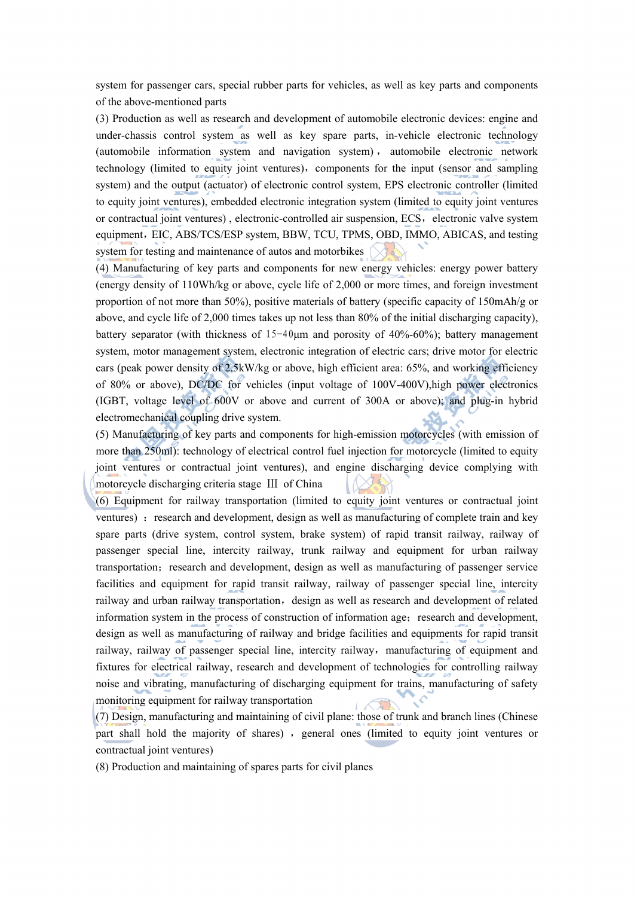system for passenger cars, special rubber parts for vehicles, as well as key parts and components of the above-mentioned parts

(3) Production as well as research and development of automobile electronic devices: engine and under-chassis control system as well as key spare parts, in-vehicle electronic technology (automobile information system and navigation system)，automobile electronic network technology (limited to equity joint ventures)，components for the input (sensor and sampling system) and the output (actuator) of electronic control system, EPS electronic controller (limited to equity joint ventures), embedded electronic integration system (limited to equity joint ventures or contractual joint ventures) , electronic-controlled air suspension, ECS，electronic valve system equipment，EIC, ABS/TCS/ESP system, BBW, TCU, TPMS, OBD, IMMO, ABICAS, and testing system for testing and maintenance of autos and motorbikes

(4) Manufacturing of key parts and components for new energy vehicles: energy power battery (energy density of 110Wh/kg or above, cycle life of 2,000 or more times, and foreign investment proportion of not more than 50%), positive materials of battery (specific capacity of 150mAh/g or above, and cycle life of 2,000 times takes up not less than 80% of the initial discharging capacity), battery separator (with thickness of 15-40μm and porosity of 40%-60%); battery management system, motor management system, electronic integration of electric cars; drive motor for electric cars (peak power density of 2.5kW/kg or above, high efficient area: 65%, and working efficiency of 80% or above), DC/DC for vehicles (input voltage of 100V-400V),high power electronics (IGBT, voltage level of 600V or above and current of 300A or above); and plug-in hybrid electromechanical coupling drive system.

(5) Manufacturing of key parts and components for high-emission motorcycles (with emission of more than 250ml): technology of electrical control fuel injection for motorcycle (limited to equity joint ventures or contractual joint ventures), and engine discharging device complying with motorcycle discharging criteria stage Ⅲ of China

(6) Equipment for railway transportation (limited to equity joint ventures or contractual joint ventures) ：research and development, design as well as manufacturing of complete train and key spare parts (drive system, control system, brake system) of rapid transit railway, railway of passenger special line, intercity railway, trunk railway and equipment for urban railway transportation；research and development, design as well as manufacturing of passenger service facilities and equipment for rapid transit railway, railway of passenger special line, intercity railway and urban railway transportation，design as well as research and development of related information system in the process of construction of information age；research and development, design as well as manufacturing of railway and bridge facilities and equipments for rapid transit railway, railway of passenger special line, intercity railway，manufacturing of equipment and fixtures for electrical railway, research and development of technologies for controlling railway noise and vibrating, manufacturing of discharging equipment for trains, manufacturing of safety monitoring equipment for railway transportation

(7) Design, manufacturing and maintaining of civil plane: those of trunk and branch lines (Chinese part shall hold the majority of shares) ，general ones (limited to equity joint ventures or contractual joint ventures)

(8) Production and maintaining of spares parts for civil planes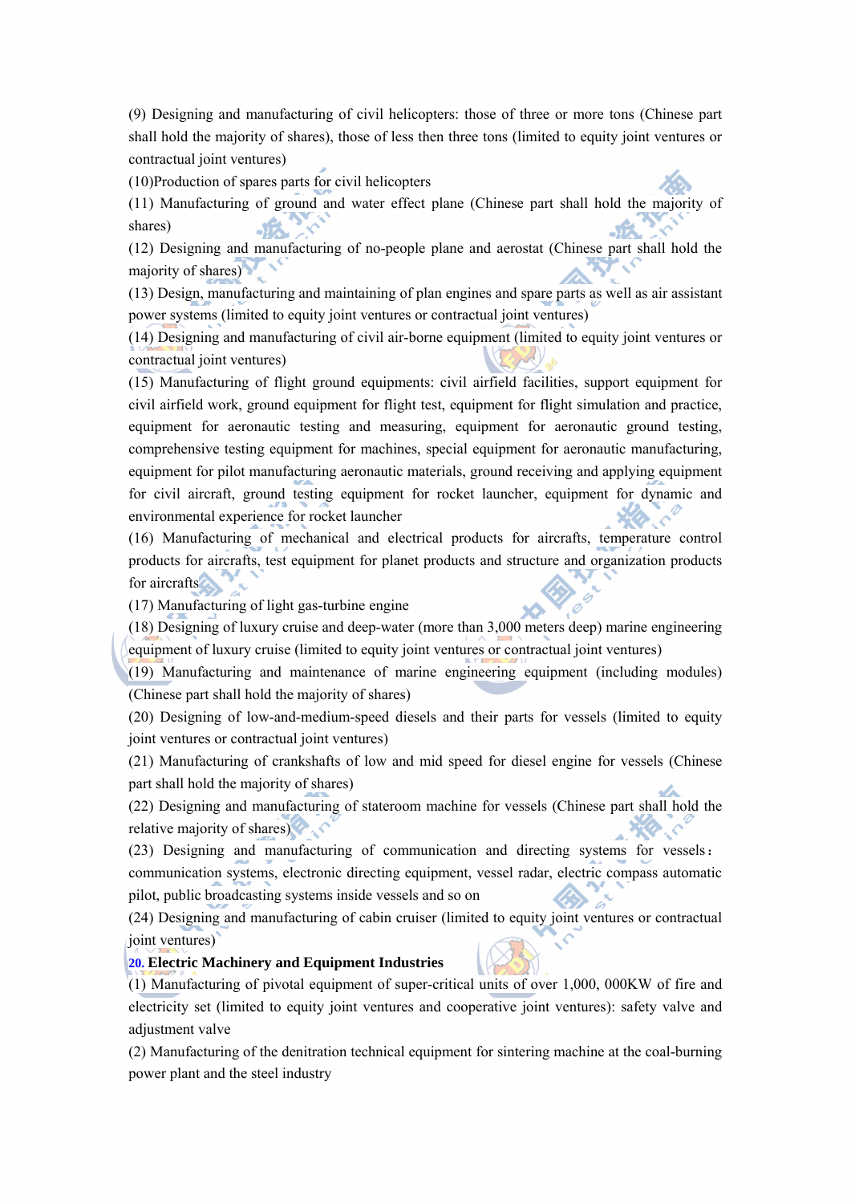(9) Designing and manufacturing of civil helicopters: those of three or more tons (Chinese part shall hold the majority of shares), those of less then three tons (limited to equity joint ventures or contractual joint ventures)

(10)Production of spares parts for civil helicopters

(11) Manufacturing of ground and water effect plane (Chinese part shall hold the majority of shares)

(12) Designing and manufacturing of no-people plane and aerostat (Chinese part shall hold the majority of shares)

(13) Design, manufacturing and maintaining of plan engines and spare parts as well as air assistant power systems (limited to equity joint ventures or contractual joint ventures)

(14) Designing and manufacturing of civil air-borne equipment (limited to equity joint ventures or contractual joint ventures)

(15) Manufacturing of flight ground equipments: civil airfield facilities, support equipment for civil airfield work, ground equipment for flight test, equipment for flight simulation and practice, equipment for aeronautic testing and measuring, equipment for aeronautic ground testing, comprehensive testing equipment for machines, special equipment for aeronautic manufacturing, equipment for pilot manufacturing aeronautic materials, ground receiving and applying equipment for civil aircraft, ground testing equipment for rocket launcher, equipment for dynamic and environmental experience for rocket launcher

(16) Manufacturing of mechanical and electrical products for aircrafts, temperature control products for aircrafts, test equipment for planet products and structure and organization products for aircrafts

(17) Manufacturing of light gas-turbine engine

(18) Designing of luxury cruise and deep-water (more than 3,000 meters deep) marine engineering equipment of luxury cruise (limited to equity joint ventures or contractual joint ventures)

(19) Manufacturing and maintenance of marine engineering equipment (including modules) (Chinese part shall hold the majority of shares)

(20) Designing of low-and-medium-speed diesels and their parts for vessels (limited to equity joint ventures or contractual joint ventures)

(21) Manufacturing of crankshafts of low and mid speed for diesel engine for vessels (Chinese part shall hold the majority of shares)

(22) Designing and manufacturing of stateroom machine for vessels (Chinese part shall hold the relative majority of shares)

(23) Designing and manufacturing of communication and directing systems for vessels: communication systems, electronic directing equipment, vessel radar, electric compass automatic pilot, public broadcasting systems inside vessels and so on

(24) Designing and manufacturing of cabin cruiser (limited to equity joint ventures or contractual joint ventures)

**20. Electric Machinery and Equipment Industries**

(1) Manufacturing of pivotal equipment of super-critical units of over 1,000, 000KW of fire and electricity set (limited to equity joint ventures and cooperative joint ventures): safety valve and adjustment valve

(2) Manufacturing of the denitration technical equipment for sintering machine at the coal-burning power plant and the steel industry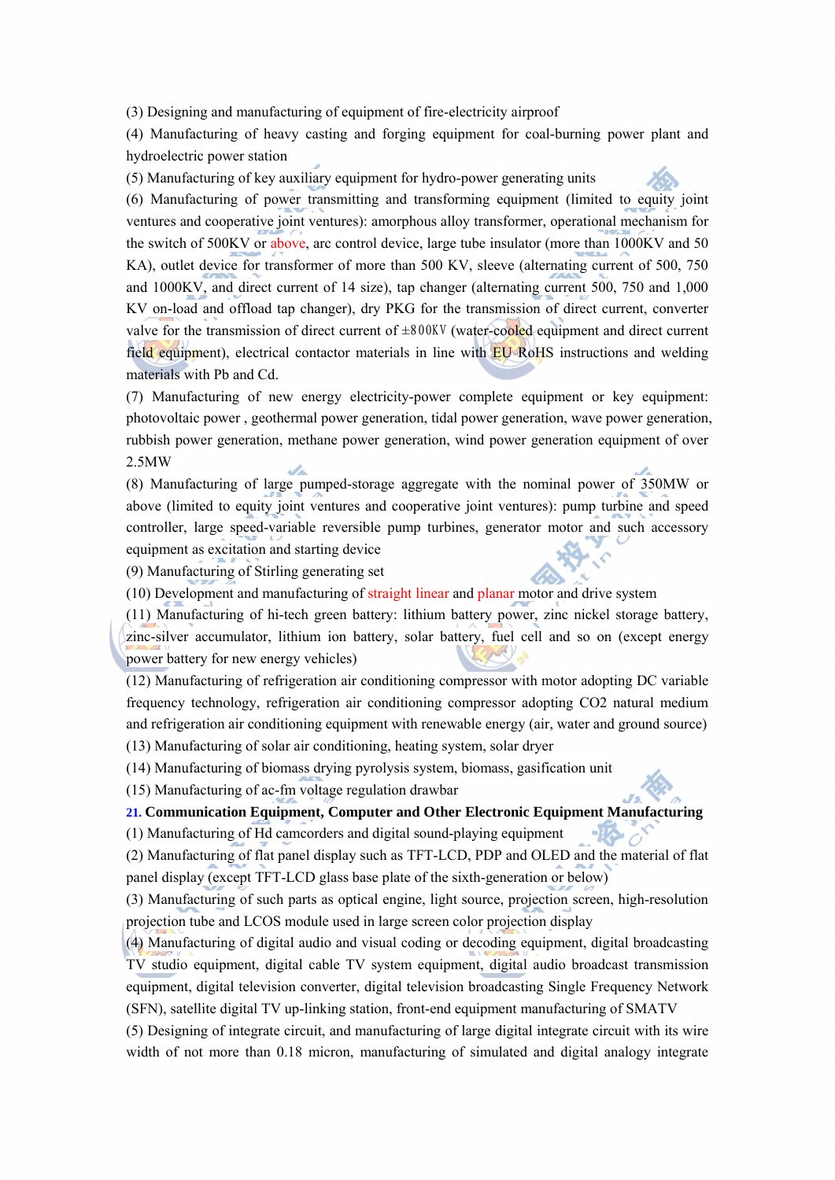(3) Designing and manufacturing of equipment of fire-electricity airproof

(4) Manufacturing of heavy casting and forging equipment for coal-burning power plant and hydroelectric power station

(5) Manufacturing of key auxiliary equipment for hydro-power generating units

(6) Manufacturing of power transmitting and transforming equipment (limited to equity joint ventures and cooperative joint ventures): amorphous alloy transformer, operational mechanism for the switch of 500KV or above, arc control device, large tube insulator (more than 1000KV and 50 KA), outlet device for transformer of more than 500 KV, sleeve (alternating current of 500, 750 and 1000KV, and direct current of 14 size), tap changer (alternating current 500, 750 and 1,000 KV on-load and offload tap changer), dry PKG for the transmission of direct current, converter valve for the transmission of direct current of ±800KV (water-cooled equipment and direct current field equipment), electrical contactor materials in line with EU RoHS instructions and welding materials with Pb and Cd.

(7) Manufacturing of new energy electricity-power complete equipment or key equipment: photovoltaic power , geothermal power generation, tidal power generation, wave power generation, rubbish power generation, methane power generation, wind power generation equipment of over 2.5MW

(8) Manufacturing of large pumped-storage aggregate with the nominal power of 350MW or above (limited to equity joint ventures and cooperative joint ventures): pump turbine and speed controller, large speed-variable reversible pump turbines, generator motor and such accessory equipment as excitation and starting device

(9) Manufacturing of Stirling generating set

(10) Development and manufacturing of straight linear and planar motor and drive system

(11) Manufacturing of hi-tech green battery: lithium battery power, zinc nickel storage battery, zinc-silver accumulator, lithium ion battery, solar battery, fuel cell and so on (except energy power battery for new energy vehicles)

(12) Manufacturing of refrigeration air conditioning compressor with motor adopting DC variable frequency technology, refrigeration air conditioning compressor adopting $CO_2$ natural medium and refrigeration air conditioning equipment with renewable energy (air, water and ground source)

(13) Manufacturing of solar air conditioning, heating system, solar dryer

(14) Manufacturing of biomass drying pyrolysis system, biomass, gasification unit

(15) Manufacturing of ac-fm voltage regulation drawbar

**21. Communication Equipment, Computer and Other Electronic Equipment Manufacturing**

(1) Manufacturing of Hd camcorders and digital sound-playing equipment

(2) Manufacturing of flat panel display such as TFT-LCD, PDP and OLED and the material of flat panel display (except TFT-LCD glass base plate of the sixth-generation or below)

(3) Manufacturing of such parts as optical engine, light source, projection screen, high-resolution projection tube and LCOS module used in large screen color projection display

(4) Manufacturing of digital audio and visual coding or decoding equipment, digital broadcasting TV studio equipment, digital cable TV system equipment, digital audio broadcast transmission equipment, digital television converter, digital television broadcasting Single Frequency Network (SFN), satellite digital TV up-linking station, front-end equipment manufacturing of SMATV

(5) Designing of integrate circuit, and manufacturing of large digital integrate circuit with its wire width of not more than 0.18 micron, manufacturing of simulated and digital analogy integrate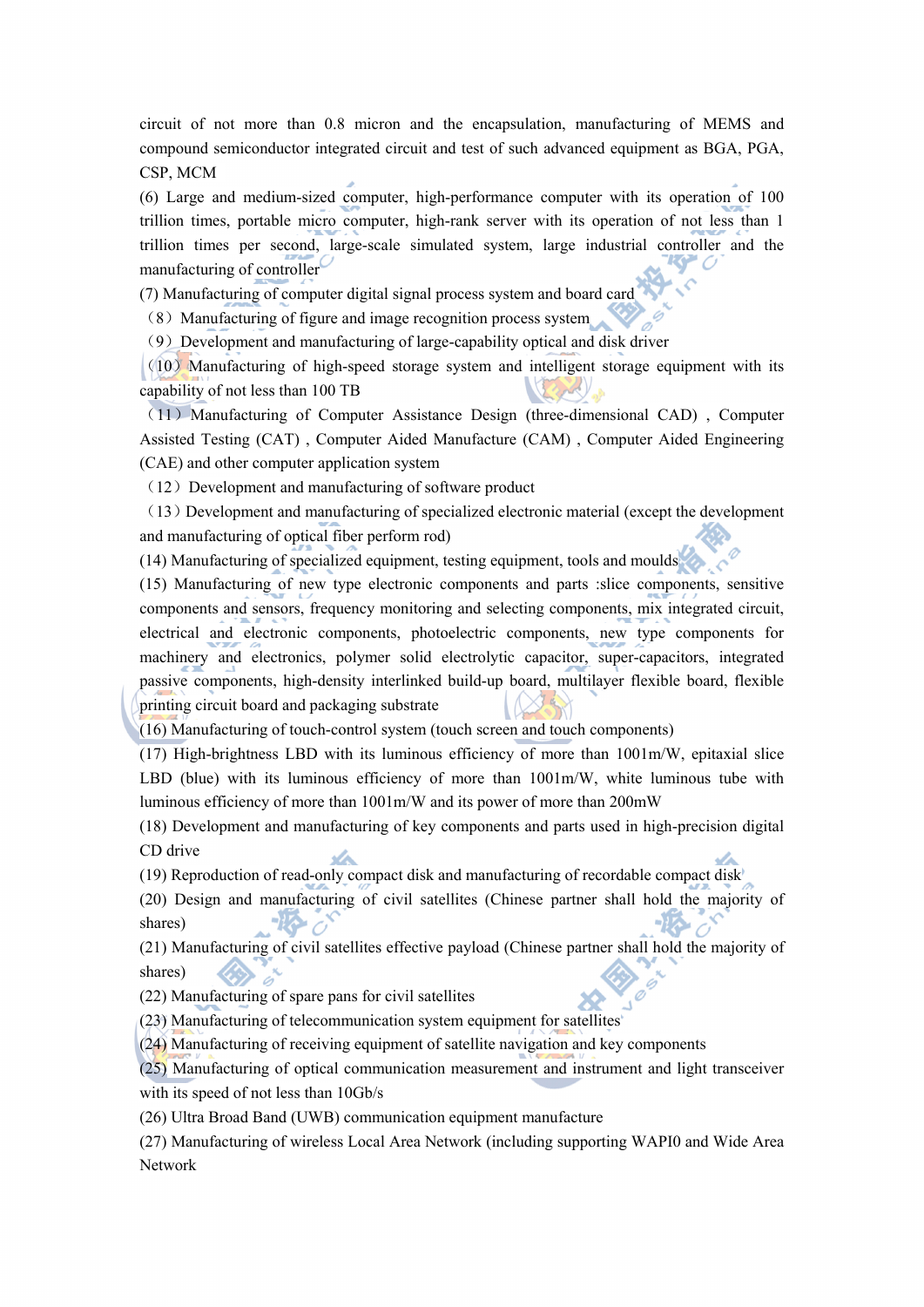circuit of not more than 0.8 micron and the encapsulation, manufacturing of MEMS and compound semiconductor integrated circuit and test of such advanced equipment as BGA, PGA, CSP, MCM

(6) Large and medium-sized computer, high-performance computer with its operation of 100 trillion times, portable micro computer, high-rank server with its operation of not less than 1 trillion times per second, large-scale simulated system, large industrial controller and the manufacturing of controller

(7) Manufacturing of computer digital signal process system and board card

（8）Manufacturing of figure and image recognition process system

（9）Development and manufacturing of large-capability optical and disk driver

（10）Manufacturing of high-speed storage system and intelligent storage equipment with its capability of not less than 100 TB

（11）Manufacturing of Computer Assistance Design (three-dimensional CAD) , Computer Assisted Testing (CAT) , Computer Aided Manufacture (CAM) , Computer Aided Engineering (CAE) and other computer application system

（12）Development and manufacturing of software product

（13）Development and manufacturing of specialized electronic material (except the development and manufacturing of optical fiber perform rod)

(14) Manufacturing of specialized equipment, testing equipment, tools and moulds

(15) Manufacturing of new type electronic components and parts :slice components, sensitive components and sensors, frequency monitoring and selecting components, mix integrated circuit, electrical and electronic components, photoelectric components, new type components for machinery and electronics, polymer solid electrolytic capacitor, super-capacitors, integrated passive components, high-density interlinked build-up board, multilayer flexible board, flexible printing circuit board and packaging substrate

(16) Manufacturing of touch-control system (touch screen and touch components)

(17) High-brightness LBD with its luminous efficiency of more than 1001m/W, epitaxial slice LBD (blue) with its luminous efficiency of more than 1001m/W, white luminous tube with luminous efficiency of more than 1001m/W and its power of more than 200mW

(18) Development and manufacturing of key components and parts used in high-precision digital CD drive

(19) Reproduction of read-only compact disk and manufacturing of recordable compact disk

(20) Design and manufacturing of civil satellites (Chinese partner shall hold the majority of shares)

(21) Manufacturing of civil satellites effective payload (Chinese partner shall hold the majority of shares)

(22) Manufacturing of spare pans for civil satellites

(23) Manufacturing of telecommunication system equipment for satellites

(24) Manufacturing of receiving equipment of satellite navigation and key components

(25) Manufacturing of optical communication measurement and instrument and light transceiver with its speed of not less than 10Gb/s

(26) Ultra Broad Band (UWB) communication equipment manufacture

(27) Manufacturing of wireless Local Area Network (including supporting WAPI0 and Wide Area Network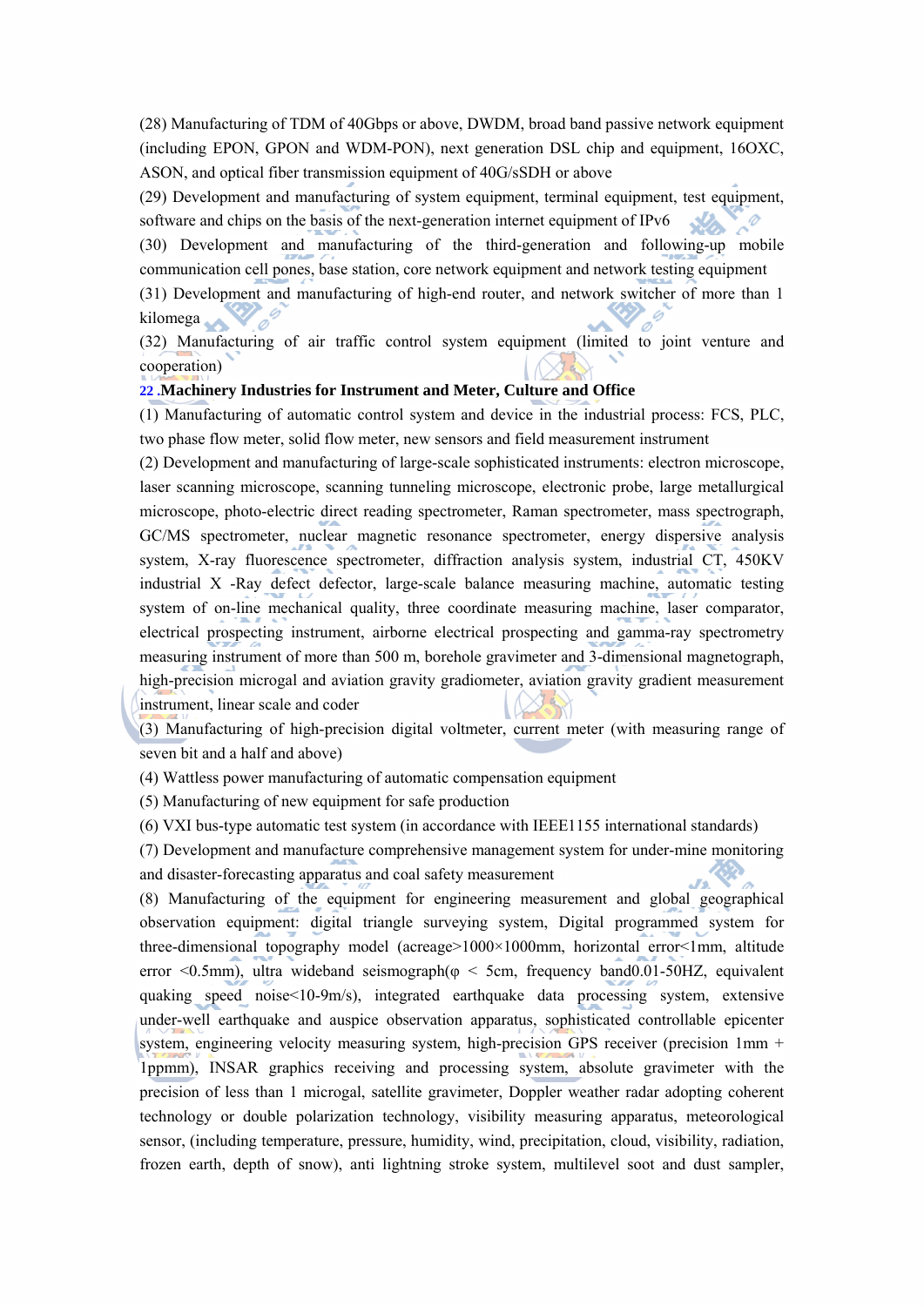(28) Manufacturing of TDM of 40Gbps or above, DWDM, broad band passive network equipment (including EPON, GPON and WDM-PON), next generation DSL chip and equipment, 16OXC, ASON, and optical fiber transmission equipment of 40G/sSDH or above

(29) Development and manufacturing of system equipment, terminal equipment, test equipment, software and chips on the basis of the next-generation internet equipment of IPv6

(30) Development and manufacturing of the third-generation and following-up mobile communication cell pones, base station, core network equipment and network testing equipment

(31) Development and manufacturing of high-end router, and network switcher of more than 1 kilomega

(32) Manufacturing of air traffic control system equipment (limited to joint venture and cooperation)

**22 .Machinery Industries for Instrument and Meter, Culture and Office**

(1) Manufacturing of automatic control system and device in the industrial process: FCS, PLC, two phase flow meter, solid flow meter, new sensors and field measurement instrument

(2) Development and manufacturing of large-scale sophisticated instruments: electron microscope, laser scanning microscope, scanning tunneling microscope, electronic probe, large metallurgical microscope, photo-electric direct reading spectrometer, Raman spectrometer, mass spectrograph, GC/MS spectrometer, nuclear magnetic resonance spectrometer, energy dispersive analysis system, X-ray fluorescence spectrometer, diffraction analysis system, industrial CT, 450KV industrial X -Ray defect defector, large-scale balance measuring machine, automatic testing system of on-line mechanical quality, three coordinate measuring machine, laser comparator, electrical prospecting instrument, airborne electrical prospecting and gamma-ray spectrometry measuring instrument of more than 500 m, borehole gravimeter and 3-dimensional magnetograph, high-precision microgal and aviation gravity gradiometer, aviation gravity gradient measurement instrument, linear scale and coder

(3) Manufacturing of high-precision digital voltmeter, current meter (with measuring range of seven bit and a half and above)

(4) Wattless power manufacturing of automatic compensation equipment

(5) Manufacturing of new equipment for safe production

(6) VXI bus-type automatic test system (in accordance with IEEE1155 international standards)

(7) Development and manufacture comprehensive management system for under-mine monitoring and disaster-forecasting apparatus and coal safety measurement

(8) Manufacturing of the equipment for engineering measurement and global geographical observation equipment: digital triangle surveying system, Digital programmed system for three-dimensional topography model (acreage>1000×1000mm, horizontal error<1mm, altitude error <0.5mm), ultra wideband seismograph(φ < 5cm, frequency band0.01-50HZ, equivalent quaking speed noise<10-9m/s), integrated earthquake data processing system, extensive under-well earthquake and auspice observation apparatus, sophisticated controllable epicenter system, engineering velocity measuring system, high-precision GPS receiver (precision 1mm + 1ppmm), INSAR graphics receiving and processing system, absolute gravimeter with the precision of less than 1 microgal, satellite gravimeter, Doppler weather radar adopting coherent technology or double polarization technology, visibility measuring apparatus, meteorological sensor, (including temperature, pressure, humidity, wind, precipitation, cloud, visibility, radiation, frozen earth, depth of snow), anti lightning stroke system, multilevel soot and dust sampler,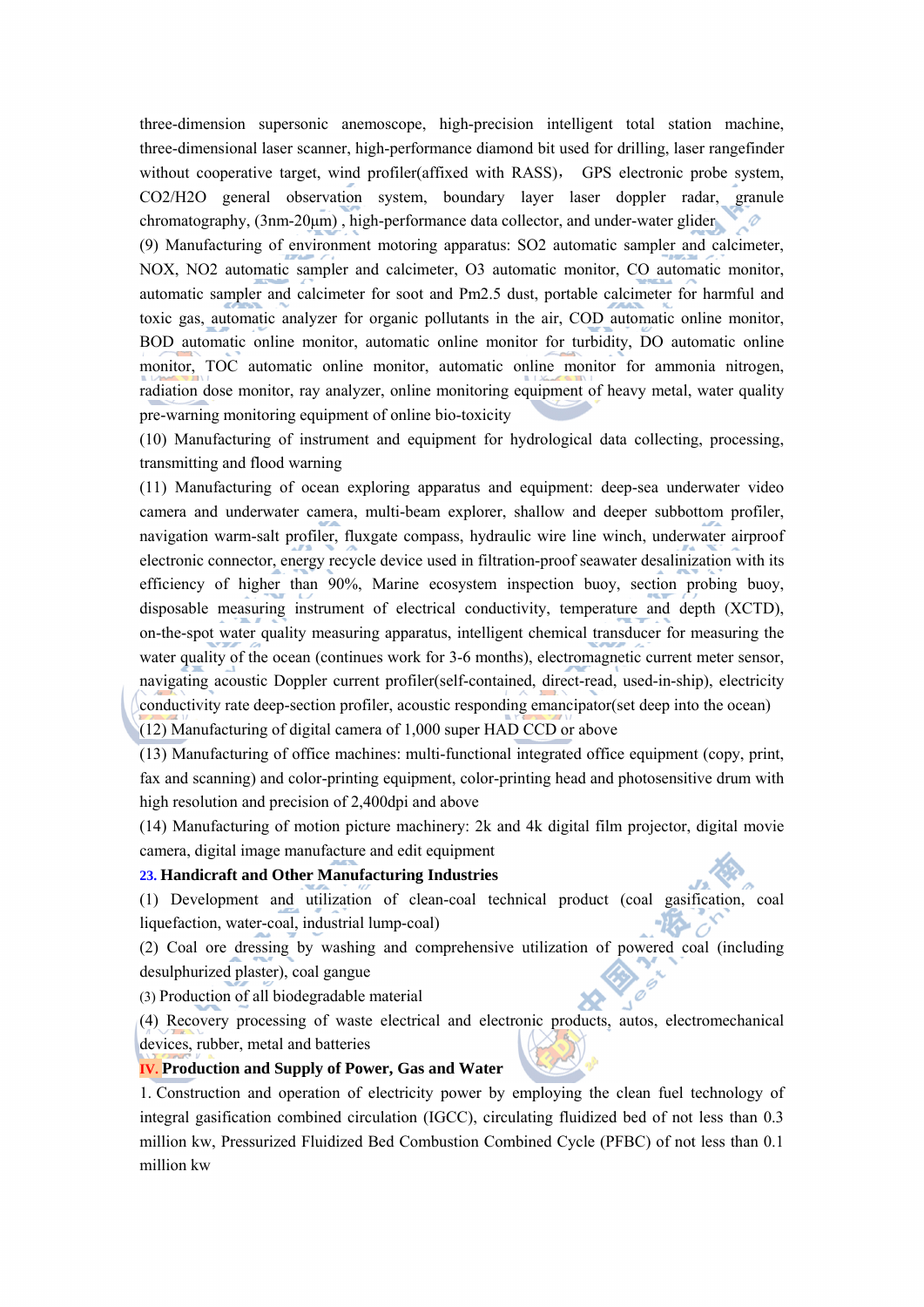three-dimension supersonic anemoscope, high-precision intelligent total station machine, three-dimensional laser scanner, high-performance diamond bit used for drilling, laser rangefinder without cooperative target, wind profiler(affixed with RASS)， GPS electronic probe system, $CO_2$/$H_2O$ general observation system, boundary layer laser doppler radar, granule chromatography, (3nm-20μm) , high-performance data collector, and under-water glider

(9) Manufacturing of environment motoring apparatus: $SO_2$ automatic sampler and calcimeter, NOX, $NO_2$ automatic sampler and calcimeter, $O_3$ automatic monitor, CO automatic monitor, automatic sampler and calcimeter for soot and Pm2.5 dust, portable calcimeter for harmful and toxic gas, automatic analyzer for organic pollutants in the air, COD automatic online monitor, BOD automatic online monitor, automatic online monitor for turbidity, DO automatic online monitor, TOC automatic online monitor, automatic online monitor for ammonia nitrogen, radiation dose monitor, ray analyzer, online monitoring equipment of heavy metal, water quality pre-warning monitoring equipment of online bio-toxicity

(10) Manufacturing of instrument and equipment for hydrological data collecting, processing, transmitting and flood warning

(11) Manufacturing of ocean exploring apparatus and equipment: deep-sea underwater video camera and underwater camera, multi-beam explorer, shallow and deeper subbottom profiler, navigation warm-salt profiler, fluxgate compass, hydraulic wire line winch, underwater airproof electronic connector, energy recycle device used in filtration-proof seawater desalinization with its efficiency of higher than 90%, Marine ecosystem inspection buoy, section probing buoy, disposable measuring instrument of electrical conductivity, temperature and depth (XCTD), on-the-spot water quality measuring apparatus, intelligent chemical transducer for measuring the water quality of the ocean (continues work for 3-6 months), electromagnetic current meter sensor, navigating acoustic Doppler current profiler(self-contained, direct-read, used-in-ship), electricity conductivity rate deep-section profiler, acoustic responding emancipator(set deep into the ocean)

(12) Manufacturing of digital camera of 1,000 super HAD CCD or above

(13) Manufacturing of office machines: multi-functional integrated office equipment (copy, print, fax and scanning) and color-printing equipment, color-printing head and photosensitive drum with high resolution and precision of 2,400dpi and above

(14) Manufacturing of motion picture machinery: 2k and 4k digital film projector, digital movie camera, digital image manufacture and edit equipment

**23. Handicraft and Other Manufacturing Industries**

(1) Development and utilization of clean-coal technical product (coal gasification, coal liquefaction, water-coal, industrial lump-coal)

(2) Coal ore dressing by washing and comprehensive utilization of powered coal (including desulphurized plaster), coal gangue

(3) Production of all biodegradable material

(4) Recovery processing of waste electrical and electronic products, autos, electromechanical devices, rubber, metal and batteries

## IV. Production and Supply of Power, Gas and Water

1. Construction and operation of electricity power by employing the clean fuel technology of integral gasification combined circulation (IGCC), circulating fluidized bed of not less than 0.3 million kw, Pressurized Fluidized Bed Combustion Combined Cycle (PFBC) of not less than 0.1 million kw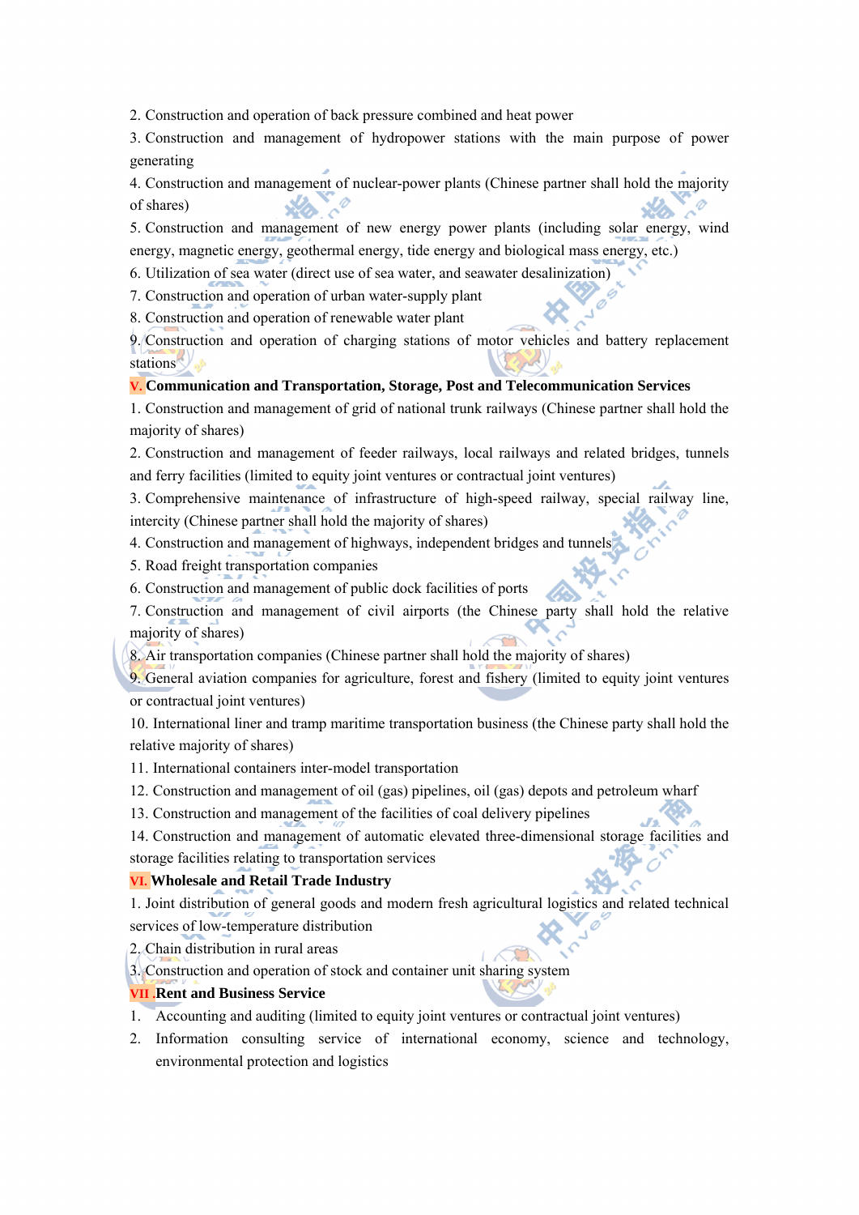2. Construction and operation of back pressure combined and heat power

3. Construction and management of hydropower stations with the main purpose of power generating

4. Construction and management of nuclear-power plants (Chinese partner shall hold the majority of shares)

5. Construction and management of new energy power plants (including solar energy, wind energy, magnetic energy, geothermal energy, tide energy and biological mass energy, etc.)

6. Utilization of sea water (direct use of sea water, and seawater desalinization)

7. Construction and operation of urban water-supply plant

8. Construction and operation of renewable water plant

9. Construction and operation of charging stations of motor vehicles and battery replacement stations

**V. Communication and Transportation, Storage, Post and Telecommunication Services**

1. Construction and management of grid of national trunk railways (Chinese partner shall hold the majority of shares)

2. Construction and management of feeder railways, local railways and related bridges, tunnels and ferry facilities (limited to equity joint ventures or contractual joint ventures)

3. Comprehensive maintenance of infrastructure of high-speed railway, special railway line, intercity (Chinese partner shall hold the majority of shares)

4. Construction and management of highways, independent bridges and tunnels

5. Road freight transportation companies

6. Construction and management of public dock facilities of ports

7. Construction and management of civil airports (the Chinese party shall hold the relative majority of shares)

8. Air transportation companies (Chinese partner shall hold the majority of shares)

9. General aviation companies for agriculture, forest and fishery (limited to equity joint ventures or contractual joint ventures)

10. International liner and tramp maritime transportation business (the Chinese party shall hold the relative majority of shares)

11. International containers inter-model transportation

12. Construction and management of oil (gas) pipelines, oil (gas) depots and petroleum wharf

13. Construction and management of the facilities of coal delivery pipelines

14. Construction and management of automatic elevated three-dimensional storage facilities and storage facilities relating to transportation services

**VI. Wholesale and Retail Trade Industry**

1. Joint distribution of general goods and modern fresh agricultural logistics and related technical services of low-temperature distribution

2. Chain distribution in rural areas

3. Construction and operation of stock and container unit sharing system

**VII .Rent and Business Service**

1. Accounting and auditing (limited to equity joint ventures or contractual joint ventures)
2. Information consulting service of international economy, science and technology, environmental protection and logistics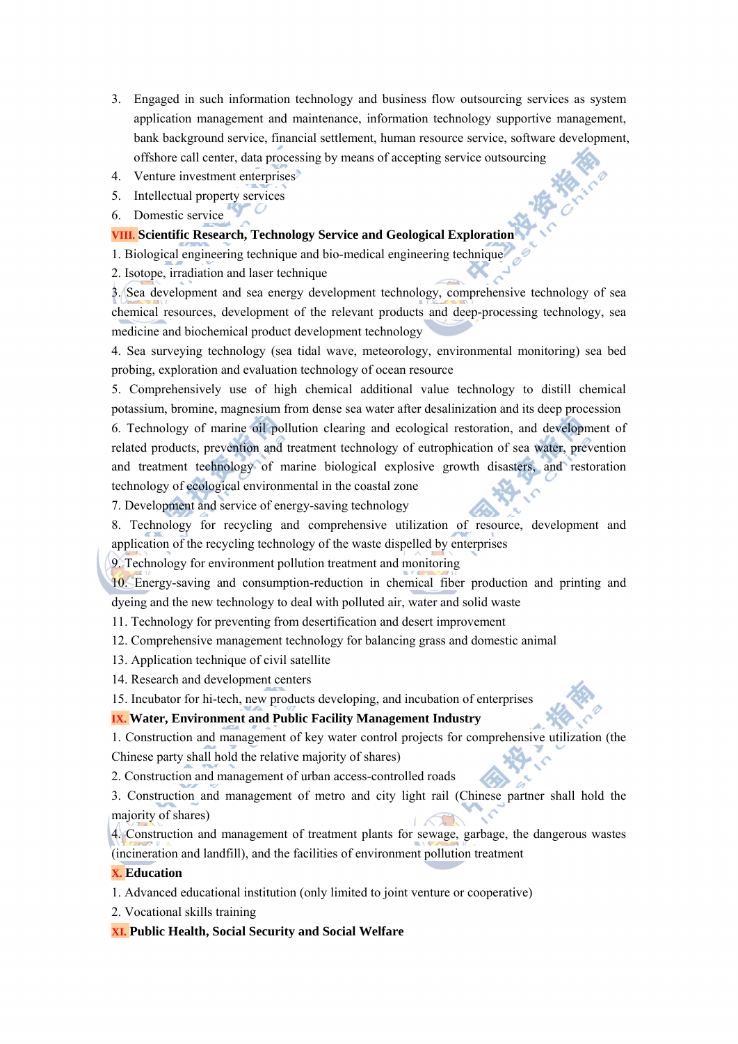3. Engaged in such information technology and business flow outsourcing services as system application management and maintenance, information technology supportive management, bank background service, financial settlement, human resource service, software development, offshore call center, data processing by means of accepting service outsourcing
4. Venture investment enterprises
5. Intellectual property services
6. Domestic service

## VIII. Scientific Research, Technology Service and Geological Exploration

1. Biological engineering technique and bio-medical engineering technique
2. Isotope, irradiation and laser technique
3. Sea development and sea energy development technology, comprehensive technology of sea chemical resources, development of the relevant products and deep-processing technology, sea medicine and biochemical product development technology
4. Sea surveying technology (sea tidal wave, meteorology, environmental monitoring) sea bed probing, exploration and evaluation technology of ocean resource
5. Comprehensively use of high chemical additional value technology to distill chemical potassium, bromine, magnesium from dense sea water after desalinization and its deep procession
6. Technology of marine oil pollution clearing and ecological restoration, and development of related products, prevention and treatment technology of eutrophication of sea water, prevention and treatment technology of marine biological explosive growth disasters, and restoration technology of ecological environmental in the coastal zone
7. Development and service of energy-saving technology
8. Technology for recycling and comprehensive utilization of resource, development and application of the recycling technology of the waste dispelled by enterprises
9. Technology for environment pollution treatment and monitoring
10. Energy-saving and consumption-reduction in chemical fiber production and printing and dyeing and the new technology to deal with polluted air, water and solid waste
11. Technology for preventing from desertification and desert improvement
12. Comprehensive management technology for balancing grass and domestic animal
13. Application technique of civil satellite
14. Research and development centers
15. Incubator for hi-tech, new products developing, and incubation of enterprises

## IX. Water, Environment and Public Facility Management Industry

1. Construction and management of key water control projects for comprehensive utilization (the Chinese party shall hold the relative majority of shares)
2. Construction and management of urban access-controlled roads
3. Construction and management of metro and city light rail (Chinese partner shall hold the majority of shares)
4. Construction and management of treatment plants for sewage, garbage, the dangerous wastes (incineration and landfill), and the facilities of environment pollution treatment

## X. Education

1. Advanced educational institution (only limited to joint venture or cooperative)
2. Vocational skills training

## XI. Public Health, Social Security and Social Welfare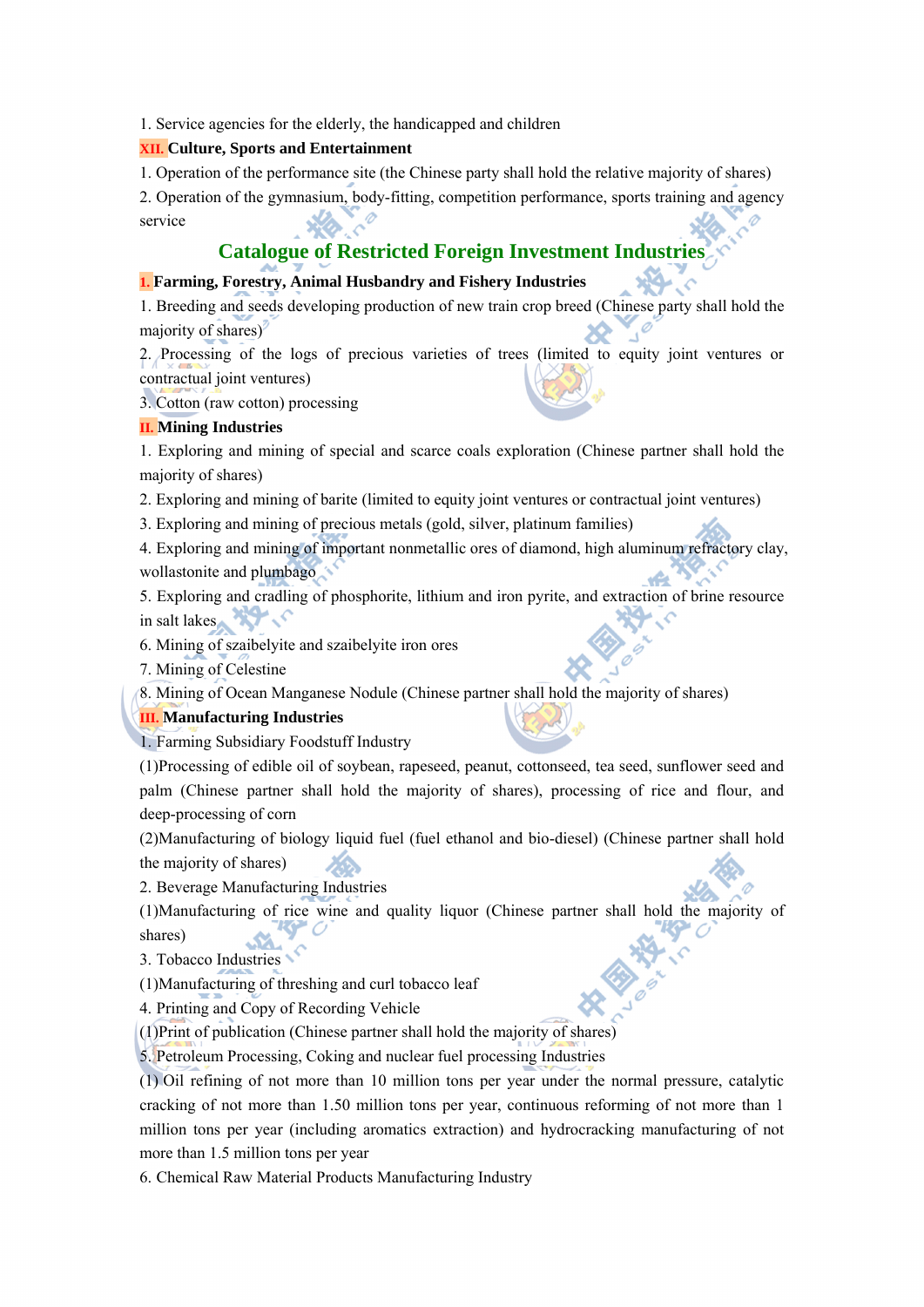1. Service agencies for the elderly, the handicapped and children

**XII. Culture, Sports and Entertainment**

1. Operation of the performance site (the Chinese party shall hold the relative majority of shares)
2. Operation of the gymnasium, body-fitting, competition performance, sports training and agency service

## Catalogue of Restricted Foreign Investment Industries

**I. Farming, Forestry, Animal Husbandry and Fishery Industries**

1. Breeding and seeds developing production of new train crop breed (Chinese party shall hold the majority of shares)
2. Processing of the logs of precious varieties of trees (limited to equity joint ventures or contractual joint ventures)
3. Cotton (raw cotton) processing

**II. Mining Industries**

1. Exploring and mining of special and scarce coals exploration (Chinese partner shall hold the majority of shares)
2. Exploring and mining of barite (limited to equity joint ventures or contractual joint ventures)
3. Exploring and mining of precious metals (gold, silver, platinum families)
4. Exploring and mining of important nonmetallic ores of diamond, high aluminum refractory clay, wollastonite and plumbago
5. Exploring and cradling of phosphorite, lithium and iron pyrite, and extraction of brine resource in salt lakes
6. Mining of szaibelyite and szaibelyite iron ores
7. Mining of Celestine
8. Mining of Ocean Manganese Nodule (Chinese partner shall hold the majority of shares)

**III. Manufacturing Industries**

1. Farming Subsidiary Foodstuff Industry

(1)Processing of edible oil of soybean, rapeseed, peanut, cottonseed, tea seed, sunflower seed and palm (Chinese partner shall hold the majority of shares), processing of rice and flour, and deep-processing of corn

(2)Manufacturing of biology liquid fuel (fuel ethanol and bio-diesel) (Chinese partner shall hold the majority of shares)

2. Beverage Manufacturing Industries

(1)Manufacturing of rice wine and quality liquor (Chinese partner shall hold the majority of shares)

3. Tobacco Industries

(1)Manufacturing of threshing and curl tobacco leaf

4. Printing and Copy of Recording Vehicle

(1)Print of publication (Chinese partner shall hold the majority of shares)

5. Petroleum Processing, Coking and nuclear fuel processing Industries

(1) Oil refining of not more than 10 million tons per year under the normal pressure, catalytic cracking of not more than 1.50 million tons per year, continuous reforming of not more than 1 million tons per year (including aromatics extraction) and hydrocracking manufacturing of not more than 1.5 million tons per year

6. Chemical Raw Material Products Manufacturing Industry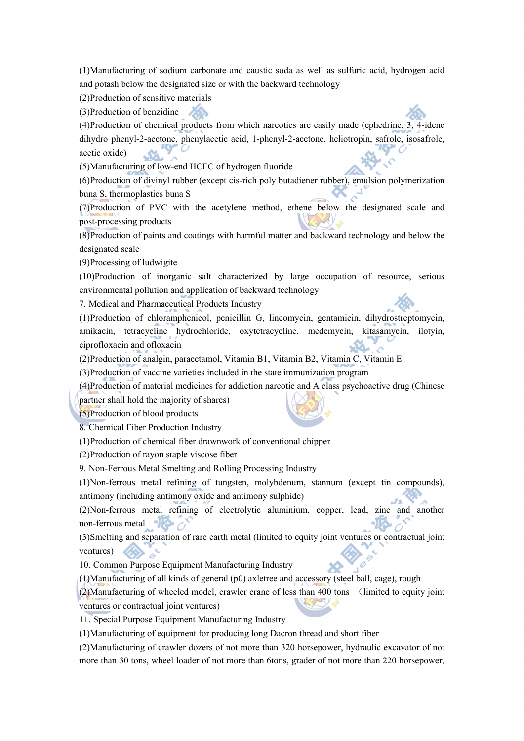(1)Manufacturing of sodium carbonate and caustic soda as well as sulfuric acid, hydrogen acid and potash below the designated size or with the backward technology

(2)Production of sensitive materials

(3)Production of benzidine

(4)Production of chemical products from which narcotics are easily made (ephedrine, 3, 4-idene dihydro phenyl-2-acctonc, phenylacetic acid, 1-phenyl-2-acetone, heliotropin, safrole, isosafrole, acetic oxide)

(5)Manufacturing of low-end HCFC of hydrogen fluoride

(6)Production of divinyl rubber (except cis-rich poly butadiener rubber), emulsion polymerization buna S, thermoplastics buna S

(7)Production of PVC with the acetylene method, ethene below the designated scale and post-processing products

(8)Production of paints and coatings with harmful matter and backward technology and below the designated scale

(9)Processing of ludwigite

(10)Production of inorganic salt characterized by large occupation of resource, serious environmental pollution and application of backward technology

7. Medical and Pharmaceutical Products Industry

(1)Production of chloramphenicol, penicillin G, lincomycin, gentamicin, dihydrostreptomycin, amikacin, tetracycline hydrochloride, oxytetracycline, medemycin, kitasamycin, ilotyin, ciprofloxacin and ofloxacin

(2)Production of analgin, paracetamol, Vitamin B1, Vitamin B2, Vitamin C, Vitamin E

(3)Production of vaccine varieties included in the state immunization program

(4)Production of material medicines for addiction narcotic and A class psychoactive drug (Chinese partner shall hold the majority of shares)

(5)Production of blood products

8. Chemical Fiber Production Industry

(1)Production of chemical fiber drawnwork of conventional chipper

(2)Production of rayon staple viscose fiber

9. Non-Ferrous Metal Smelting and Rolling Processing Industry

(1)Non-ferrous metal refining of tungsten, molybdenum, stannum (except tin compounds), antimony (including antimony oxide and antimony sulphide)

(2)Non-ferrous metal refining of electrolytic aluminium, copper, lead, zinc and another non-ferrous metal

(3)Smelting and separation of rare earth metal (limited to equity joint ventures or contractual joint ventures)

10. Common Purpose Equipment Manufacturing Industry

(1)Manufacturing of all kinds of general (p0) axletree and accessory (steel ball, cage), rough

(2)Manufacturing of wheeled model, crawler crane of less than 400 tons （limited to equity joint ventures or contractual joint ventures)

11. Special Purpose Equipment Manufacturing Industry

(1)Manufacturing of equipment for producing long Dacron thread and short fiber

(2)Manufacturing of crawler dozers of not more than 320 horsepower, hydraulic excavator of not more than 30 tons, wheel loader of not more than 6tons, grader of not more than 220 horsepower,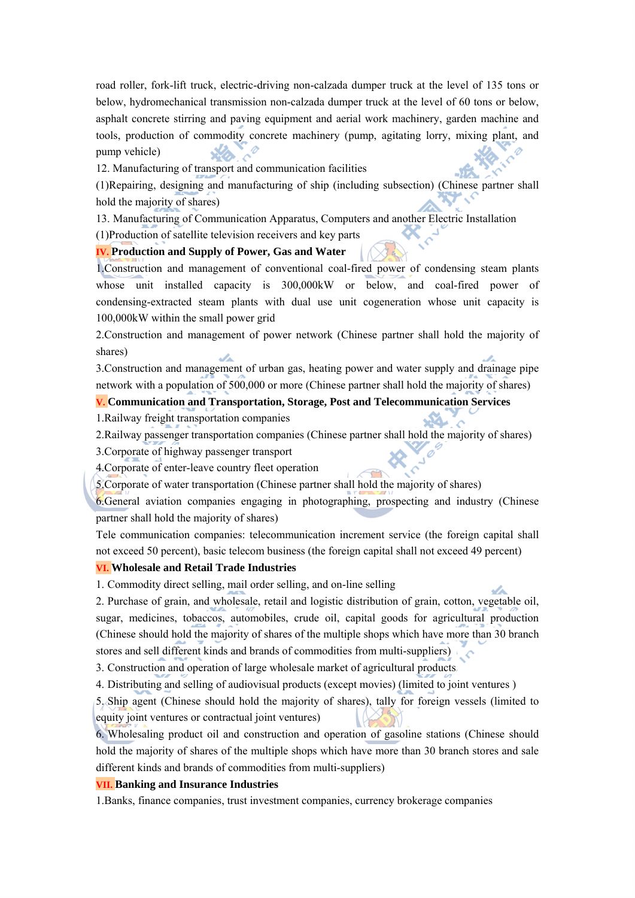road roller, fork-lift truck, electric-driving non-calzada dumper truck at the level of 135 tons or below, hydromechanical transmission non-calzada dumper truck at the level of 60 tons or below, asphalt concrete stirring and paving equipment and aerial work machinery, garden machine and tools, production of commodity concrete machinery (pump, agitating lorry, mixing plant, and pump vehicle)

12. Manufacturing of transport and communication facilities

(1)Repairing, designing and manufacturing of ship (including subsection) (Chinese partner shall hold the majority of shares)

13. Manufacturing of Communication Apparatus, Computers and another Electric Installation

(1)Production of satellite television receivers and key parts

**IV. Production and Supply of Power, Gas and Water**

1.Construction and management of conventional coal-fired power of condensing steam plants whose unit installed capacity is 300,000kW or below, and coal-fired power of condensing-extracted steam plants with dual use unit cogeneration whose unit capacity is 100,000kW within the small power grid

2.Construction and management of power network (Chinese partner shall hold the majority of shares)

3.Construction and management of urban gas, heating power and water supply and drainage pipe network with a population of 500,000 or more (Chinese partner shall hold the majority of shares)

**V. Communication and Transportation, Storage, Post and Telecommunication Services**

1.Railway freight transportation companies

2.Railway passenger transportation companies (Chinese partner shall hold the majority of shares)

3.Corporate of highway passenger transport

4.Corporate of enter-leave country fleet operation

5.Corporate of water transportation (Chinese partner shall hold the majority of shares)

6.General aviation companies engaging in photographing, prospecting and industry (Chinese partner shall hold the majority of shares)

Tele communication companies: telecommunication increment service (the foreign capital shall not exceed 50 percent), basic telecom business (the foreign capital shall not exceed 49 percent)

**VI. Wholesale and Retail Trade Industries**

1. Commodity direct selling, mail order selling, and on-line selling

2. Purchase of grain, and wholesale, retail and logistic distribution of grain, cotton, vegetable oil, sugar, medicines, tobaccos, automobiles, crude oil, capital goods for agricultural production (Chinese should hold the majority of shares of the multiple shops which have more than 30 branch stores and sell different kinds and brands of commodities from multi-suppliers)

3. Construction and operation of large wholesale market of agricultural products

4. Distributing and selling of audiovisual products (except movies) (limited to joint ventures )

5. Ship agent (Chinese should hold the majority of shares), tally for foreign vessels (limited to equity joint ventures or contractual joint ventures)

6. Wholesaling product oil and construction and operation of gasoline stations (Chinese should hold the majority of shares of the multiple shops which have more than 30 branch stores and sale different kinds and brands of commodities from multi-suppliers)

**VII. Banking and Insurance Industries**

1.Banks, finance companies, trust investment companies, currency brokerage companies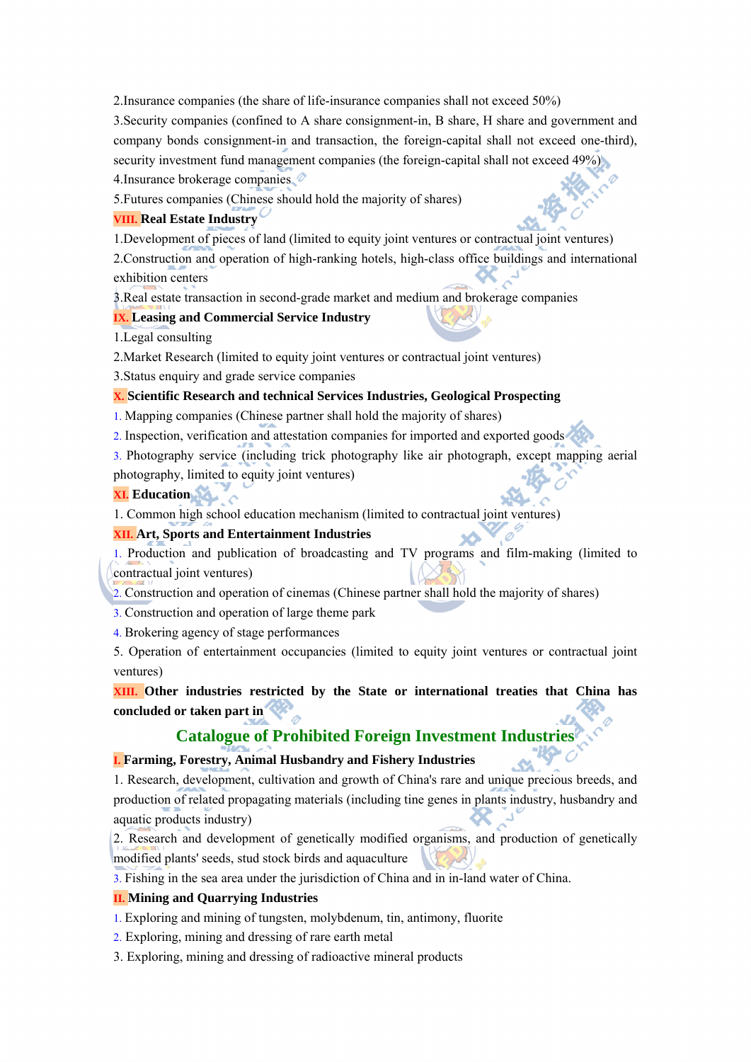2.Insurance companies (the share of life-insurance companies shall not exceed 50%)

3.Security companies (confined to A share consignment-in, B share, H share and government and company bonds consignment-in and transaction, the foreign-capital shall not exceed one-third), security investment fund management companies (the foreign-capital shall not exceed 49%)

4.Insurance brokerage companies

5.Futures companies (Chinese should hold the majority of shares)

**VIII. Real Estate Industry**

1.Development of pieces of land (limited to equity joint ventures or contractual joint ventures)

2.Construction and operation of high-ranking hotels, high-class office buildings and international exhibition centers

3.Real estate transaction in second-grade market and medium and brokerage companies

**IX. Leasing and Commercial Service Industry**

1.Legal consulting

2.Market Research (limited to equity joint ventures or contractual joint ventures)

3.Status enquiry and grade service companies

**X. Scientific Research and technical Services Industries, Geological Prospecting**

1. Mapping companies (Chinese partner shall hold the majority of shares)
2. Inspection, verification and attestation companies for imported and exported goods
3. Photography service (including trick photography like air photograph, except mapping aerial photography, limited to equity joint ventures)

**XI. Education**

1. Common high school education mechanism (limited to contractual joint ventures)

**XII. Art, Sports and Entertainment Industries**

1. Production and publication of broadcasting and TV programs and film-making (limited to contractual joint ventures)
2. Construction and operation of cinemas (Chinese partner shall hold the majority of shares)
3. Construction and operation of large theme park
4. Brokering agency of stage performances
5. Operation of entertainment occupancies (limited to equity joint ventures or contractual joint ventures)

**XIII. Other industries restricted by the State or international treaties that China has concluded or taken part in**

## Catalogue of Prohibited Foreign Investment Industries

**I. Farming, Forestry, Animal Husbandry and Fishery Industries**

1. Research, development, cultivation and growth of China's rare and unique precious breeds, and production of related propagating materials (including tine genes in plants industry, husbandry and aquatic products industry)
2. Research and development of genetically modified organisms, and production of genetically modified plants' seeds, stud stock birds and aquaculture
3. Fishing in the sea area under the jurisdiction of China and in in-land water of China.

**II. Mining and Quarrying Industries**

1. Exploring and mining of tungsten, molybdenum, tin, antimony, fluorite
2. Exploring, mining and dressing of rare earth metal
3. Exploring, mining and dressing of radioactive mineral products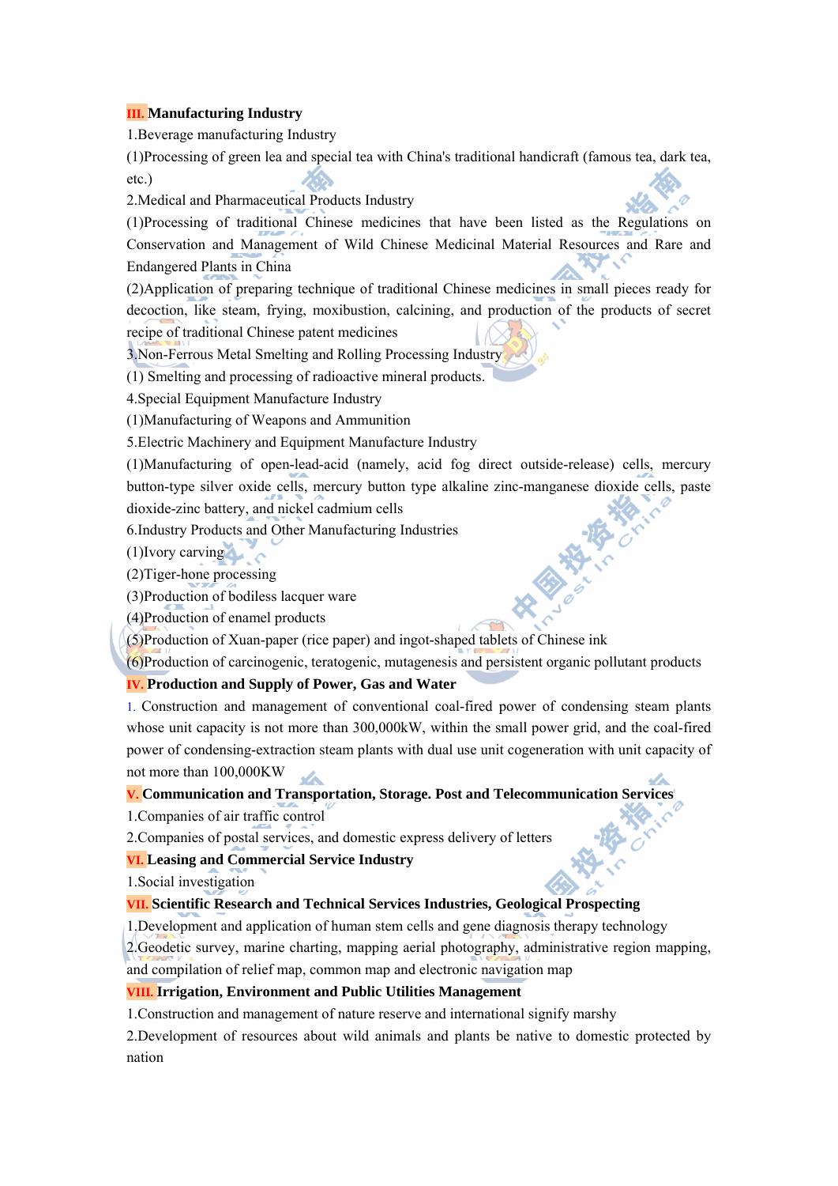## III. Manufacturing Industry

1.Beverage manufacturing Industry

(1)Processing of green lea and special tea with China's traditional handicraft (famous tea, dark tea, etc.)

2.Medical and Pharmaceutical Products Industry

(1)Processing of traditional Chinese medicines that have been listed as the Regulations on Conservation and Management of Wild Chinese Medicinal Material Resources and Rare and Endangered Plants in China

(2)Application of preparing technique of traditional Chinese medicines in small pieces ready for decoction, like steam, frying, moxibustion, calcining, and production of the products of secret recipe of traditional Chinese patent medicines

3.Non-Ferrous Metal Smelting and Rolling Processing Industry

(1) Smelting and processing of radioactive mineral products.

4.Special Equipment Manufacture Industry

(1)Manufacturing of Weapons and Ammunition

5.Electric Machinery and Equipment Manufacture Industry

(1)Manufacturing of open-lead-acid (namely, acid fog direct outside-release) cells, mercury button-type silver oxide cells, mercury button type alkaline zinc-manganese dioxide cells, paste dioxide-zinc battery, and nickel cadmium cells

6.Industry Products and Other Manufacturing Industries

(1)Ivory carving

(2)Tiger-hone processing

(3)Production of bodiless lacquer ware

(4)Production of enamel products

(5)Production of Xuan-paper (rice paper) and ingot-shaped tablets of Chinese ink

(6)Production of carcinogenic, teratogenic, mutagenesis and persistent organic pollutant products

## IV. Production and Supply of Power, Gas and Water

1. Construction and management of conventional coal-fired power of condensing steam plants whose unit capacity is not more than 300,000kW, within the small power grid, and the coal-fired power of condensing-extraction steam plants with dual use unit cogeneration with unit capacity of not more than 100,000KW

## V. Communication and Transportation, Storage. Post and Telecommunication Services

1.Companies of air traffic control

2.Companies of postal services, and domestic express delivery of letters

## VI. Leasing and Commercial Service Industry

1.Social investigation

## VII. Scientific Research and Technical Services Industries, Geological Prospecting

1.Development and application of human stem cells and gene diagnosis therapy technology

2.Geodetic survey, marine charting, mapping aerial photography, administrative region mapping, and compilation of relief map, common map and electronic navigation map

## VIII. Irrigation, Environment and Public Utilities Management

1.Construction and management of nature reserve and international signify marshy

2.Development of resources about wild animals and plants be native to domestic protected by nation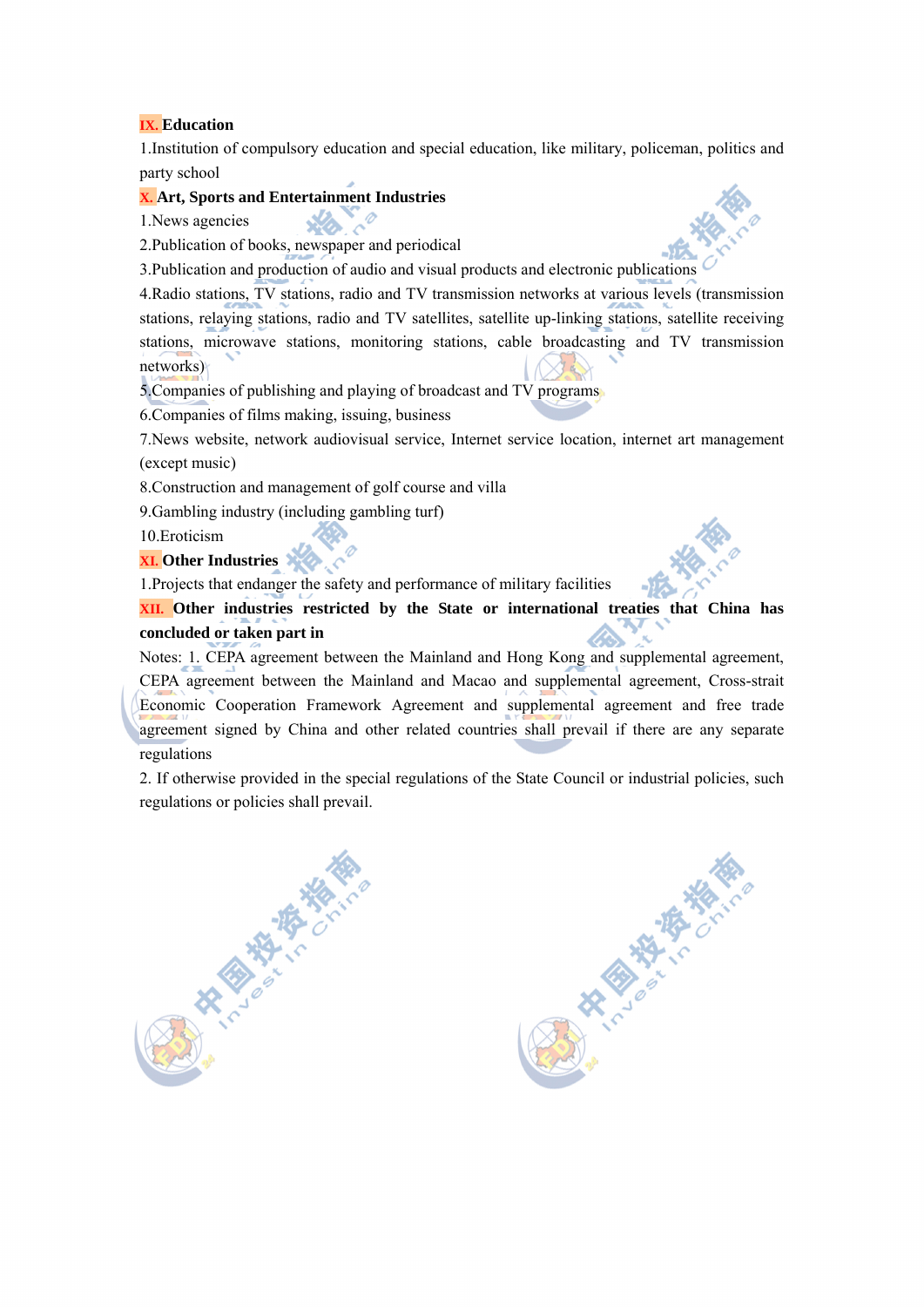**IX. Education**

1.Institution of compulsory education and special education, like military, policeman, politics and party school

**X. Art, Sports and Entertainment Industries**

1.News agencies

2.Publication of books, newspaper and periodical

3.Publication and production of audio and visual products and electronic publications

4.Radio stations, TV stations, radio and TV transmission networks at various levels (transmission stations, relaying stations, radio and TV satellites, satellite up-linking stations, satellite receiving stations, microwave stations, monitoring stations, cable broadcasting and TV transmission networks)

5.Companies of publishing and playing of broadcast and TV programs

6.Companies of films making, issuing, business

7.News website, network audiovisual service, Internet service location, internet art management (except music)

8.Construction and management of golf course and villa

9.Gambling industry (including gambling turf)

10.Eroticism

**XI. Other Industries**

1.Projects that endanger the safety and performance of military facilities

**XII. Other industries restricted by the State or international treaties that China has concluded or taken part in**

Notes: 1. CEPA agreement between the Mainland and Hong Kong and supplemental agreement, CEPA agreement between the Mainland and Macao and supplemental agreement, Cross-strait Economic Cooperation Framework Agreement and supplemental agreement and free trade agreement signed by China and other related countries shall prevail if there are any separate regulations

2. If otherwise provided in the special regulations of the State Council or industrial policies, such regulations or policies shall prevail.